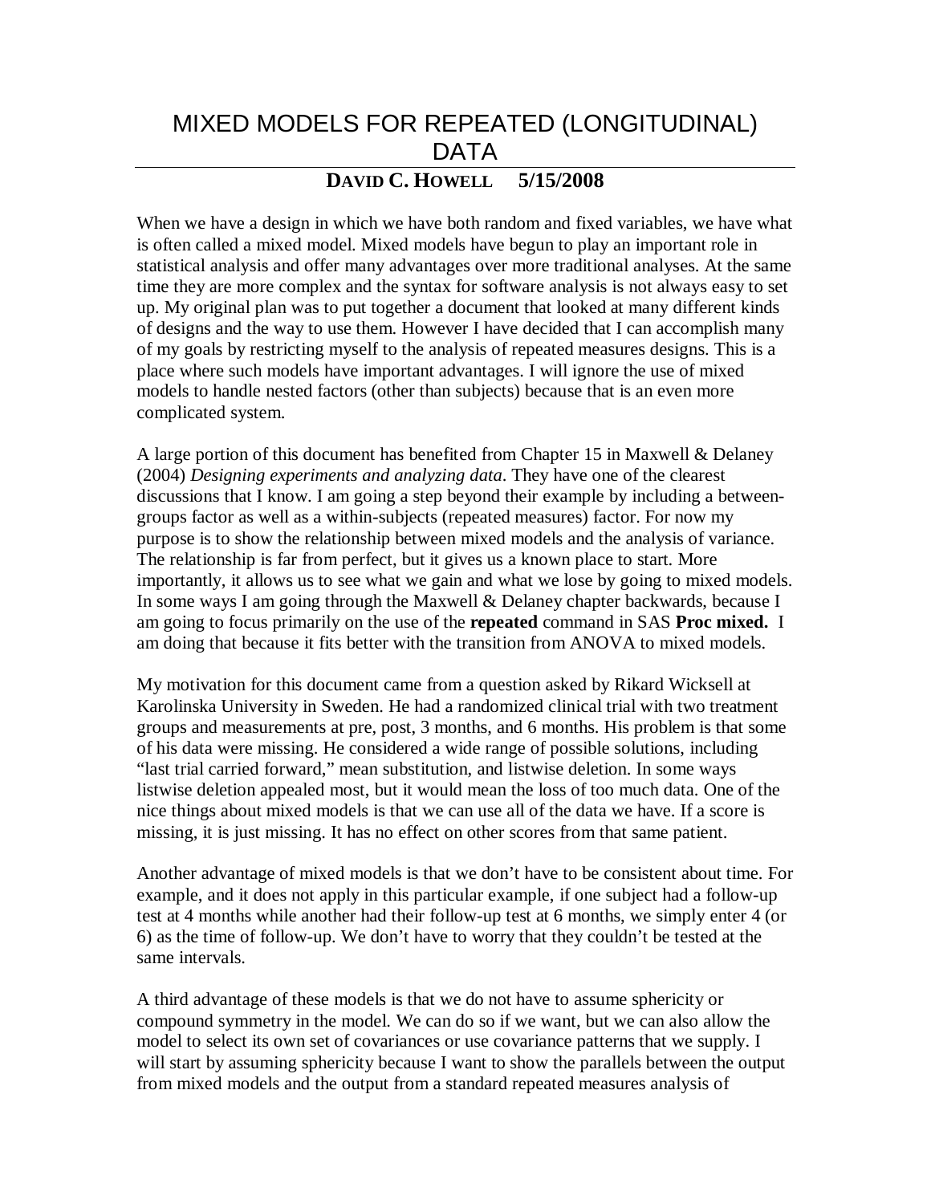# MIXED MODELS FOR REPEATED (LONGITUDINAL) DATA

**DAVID C. HOWELL 5/15/2008**

When we have a design in which we have both random and fixed variables, we have what is often called a mixed model. Mixed models have begun to play an important role in statistical analysis and offer many advantages over more traditional analyses. At the same time they are more complex and the syntax for software analysis is not always easy to set up. My original plan was to put together a document that looked at many different kinds of designs and the way to use them. However I have decided that I can accomplish many of my goals by restricting myself to the analysis of repeated measures designs. This is a place where such models have important advantages. I will ignore the use of mixed models to handle nested factors (other than subjects) because that is an even more complicated system.

A large portion of this document has benefited from Chapter 15 in Maxwell & Delaney (2004) *Designing experiments and analyzing data*. They have one of the clearest discussions that I know. I am going a step beyond their example by including a between-groups factor as well as a within-subjects (repeated measures) factor. For now my purpose is to show the relationship between mixed models and the analysis of variance. The relationship is far from perfect, but it gives us a known place to start. More importantly, it allows us to see what we gain and what we lose by going to mixed models. In some ways I am going through the Maxwell & Delaney chapter backwards, because I am going to focus primarily on the use of the **repeated** command in SAS **Proc mixed.** I am doing that because it fits better with the transition from ANOVA to mixed models.

My motivation for this document came from a question asked by Rikard Wicksell at Karolinska University in Sweden. He had a randomized clinical trial with two treatment groups and measurements at pre, post, 3 months, and 6 months. His problem is that some of his data were missing. He considered a wide range of possible solutions, including "last trial carried forward," mean substitution, and listwise deletion. In some ways listwise deletion appealed most, but it would mean the loss of too much data. One of the nice things about mixed models is that we can use all of the data we have. If a score is missing, it is just missing. It has no effect on other scores from that same patient.

Another advantage of mixed models is that we don't have to be consistent about time. For example, and it does not apply in this particular example, if one subject had a follow-up test at 4 months while another had their follow-up test at 6 months, we simply enter 4 (or 6) as the time of follow-up. We don't have to worry that they couldn't be tested at the same intervals.

A third advantage of these models is that we do not have to assume sphericity or compound symmetry in the model. We can do so if we want, but we can also allow the model to select its own set of covariances or use covariance patterns that we supply. I will start by assuming sphericity because I want to show the parallels between the output from mixed models and the output from a standard repeated measures analysis of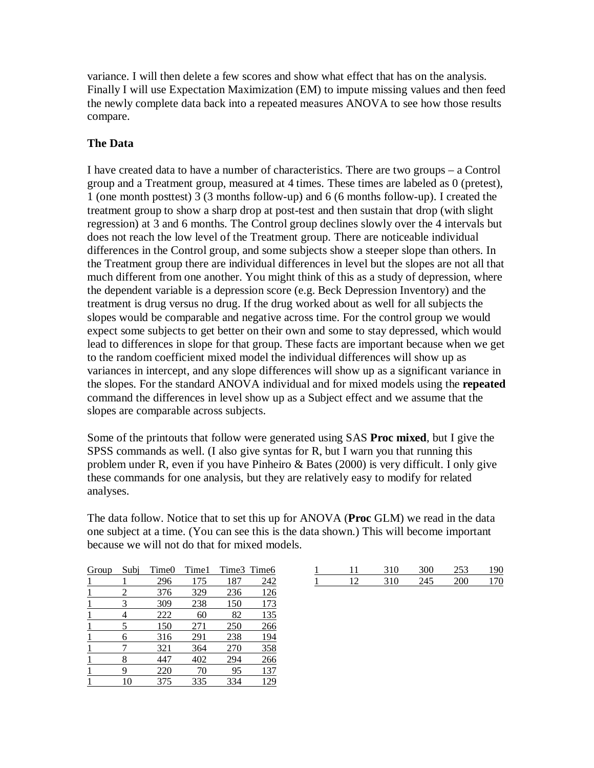variance. I will then delete a few scores and show what effect that has on the analysis. Finally I will use Expectation Maximization (EM) to impute missing values and then feed the newly complete data back into a repeated measures ANOVA to see how those results compare.

**The Data**

I have created data to have a number of characteristics. There are two groups – a Control group and a Treatment group, measured at 4 times. These times are labeled as 0 (pretest), 1 (one month posttest) 3 (3 months follow-up) and 6 (6 months follow-up). I created the treatment group to show a sharp drop at post-test and then sustain that drop (with slight regression) at 3 and 6 months. The Control group declines slowly over the 4 intervals but does not reach the low level of the Treatment group. There are noticeable individual differences in the Control group, and some subjects show a steeper slope than others. In the Treatment group there are individual differences in level but the slopes are not all that much different from one another. You might think of this as a study of depression, where the dependent variable is a depression score (e.g. Beck Depression Inventory) and the treatment is drug versus no drug. If the drug worked about as well for all subjects the slopes would be comparable and negative across time. For the control group we would expect some subjects to get better on their own and some to stay depressed, which would lead to differences in slope for that group. These facts are important because when we get to the random coefficient mixed model the individual differences will show up as variances in intercept, and any slope differences will show up as a significant variance in the slopes. For the standard ANOVA individual and for mixed models using the **repeated** command the differences in level show up as a Subject effect and we assume that the slopes are comparable across subjects.

Some of the printouts that follow were generated using SAS **Proc mixed**, but I give the SPSS commands as well. (I also give syntas for R, but I warn you that running this problem under R, even if you have Pinheiro & Bates (2000) is very difficult. I only give these commands for one analysis, but they are relatively easy to modify for related analyses.

The data follow. Notice that to set this up for ANOVA (**Proc** GLM) we read in the data one subject at a time. (You can see this is the data shown.) This will become important because we will not do that for mixed models.

| Group | Subj | Time0 | Time1 | Time3 | Time6 |
|---|---|---|---|---|---|
| 1 | 1 | 296 | 175 | 187 | 242 |
| 1 | 2 | 376 | 329 | 236 | 126 |
| 1 | 3 | 309 | 238 | 150 | 173 |
| 1 | 4 | 222 | 60 | 82 | 135 |
| 1 | 5 | 150 | 271 | 250 | 266 |
| 1 | 6 | 316 | 291 | 238 | 194 |
| 1 | 7 | 321 | 364 | 270 | 358 |
| 1 | 8 | 447 | 402 | 294 | 266 |
| 1 | 9 | 220 | 70 | 95 | 137 |
| 1 | 10 | 375 | 335 | 334 | 129 |
| 1 | 11 | 310 | 300 | 253 | 190 |
| 1 | 12 | 310 | 245 | 200 | 170 |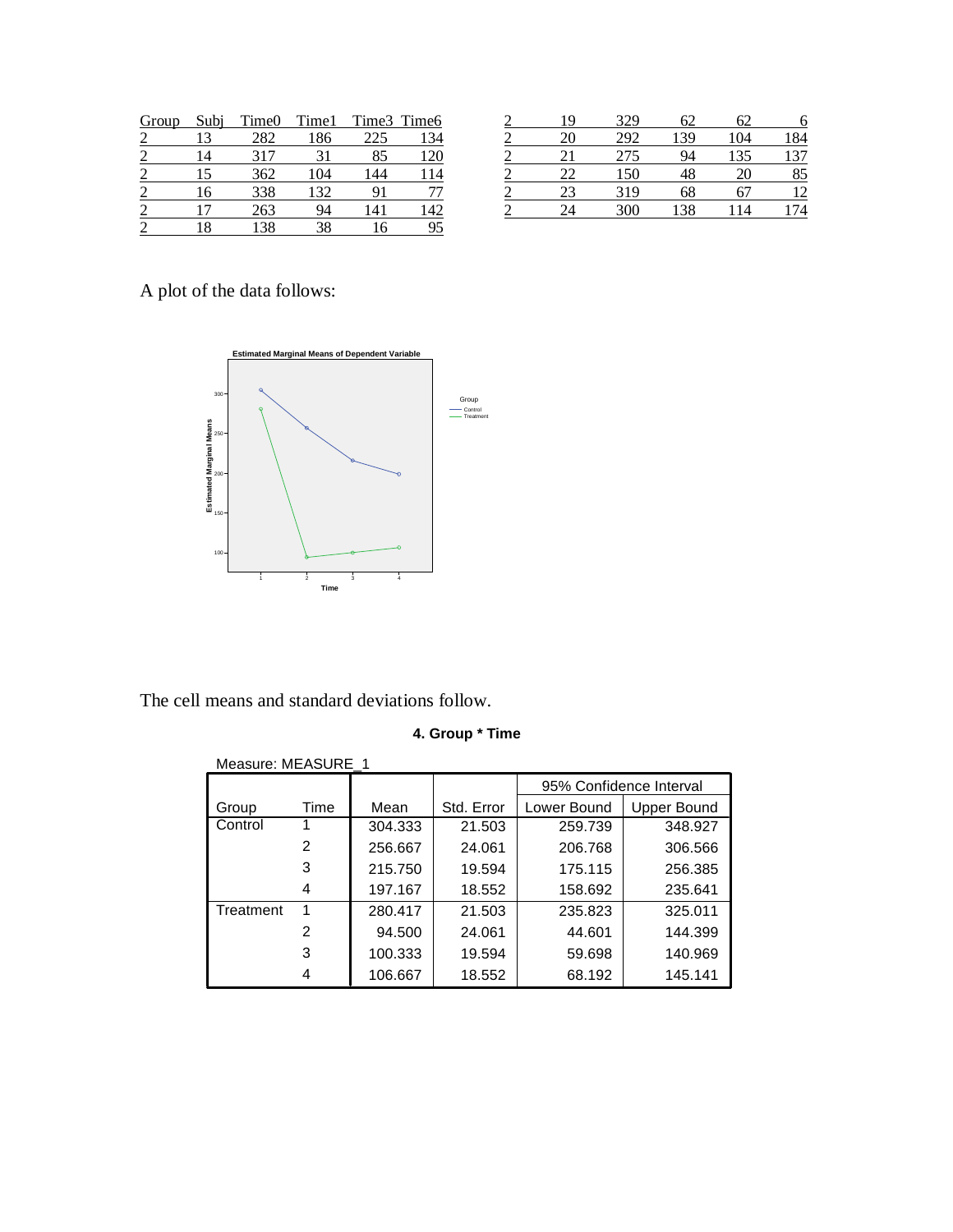| Group | Subj | Time0 | Time1 | Time3 | Time6 |
|---|---|---|---|---|---|
| 2 | 13 | 282 | 186 | 225 | 134 |
| 2 | 14 | 317 | 31 | 85 | 120 |
| 2 | 15 | 362 | 104 | 144 | 114 |
| 2 | 16 | 338 | 132 | 91 | 77 |
| 2 | 17 | 263 | 94 | 141 | 142 |
| 2 | 18 | 138 | 38 | 16 | 95 |
| 2 | 19 | 329 | 62 | 62 | 6 |
| 2 | 20 | 292 | 139 | 104 | 184 |
| 2 | 21 | 275 | 94 | 135 | 137 |
| 2 | 22 | 150 | 48 | 20 | 85 |
| 2 | 23 | 319 | 68 | 67 | 12 |
| 2 | 24 | 300 | 138 | 114 | 174 |

A plot of the data follows:

The cell means and standard deviations follow.

**4. Group * Time**

Measure: MEASURE_1

| Group | Time | Mean | Std. Error | 95% Confidence Interval | |
|---|---|---|---|---|---|
| | | | | Lower Bound | Upper Bound |
| Control | 1 | 304.333 | 21.503 | 259.739 | 348.927 |
| | 2 | 256.667 | 24.061 | 206.768 | 306.566 |
| | 3 | 215.750 | 19.594 | 175.115 | 256.385 |
| | 4 | 197.167 | 18.552 | 158.692 | 235.641 |
| Treatment | 1 | 280.417 | 21.503 | 235.823 | 325.011 |
| | 2 | 94.500 | 24.061 | 44.601 | 144.399 |
| | 3 | 100.333 | 19.594 | 59.698 | 140.969 |
| | 4 | 106.667 | 18.552 | 68.192 | 145.141 |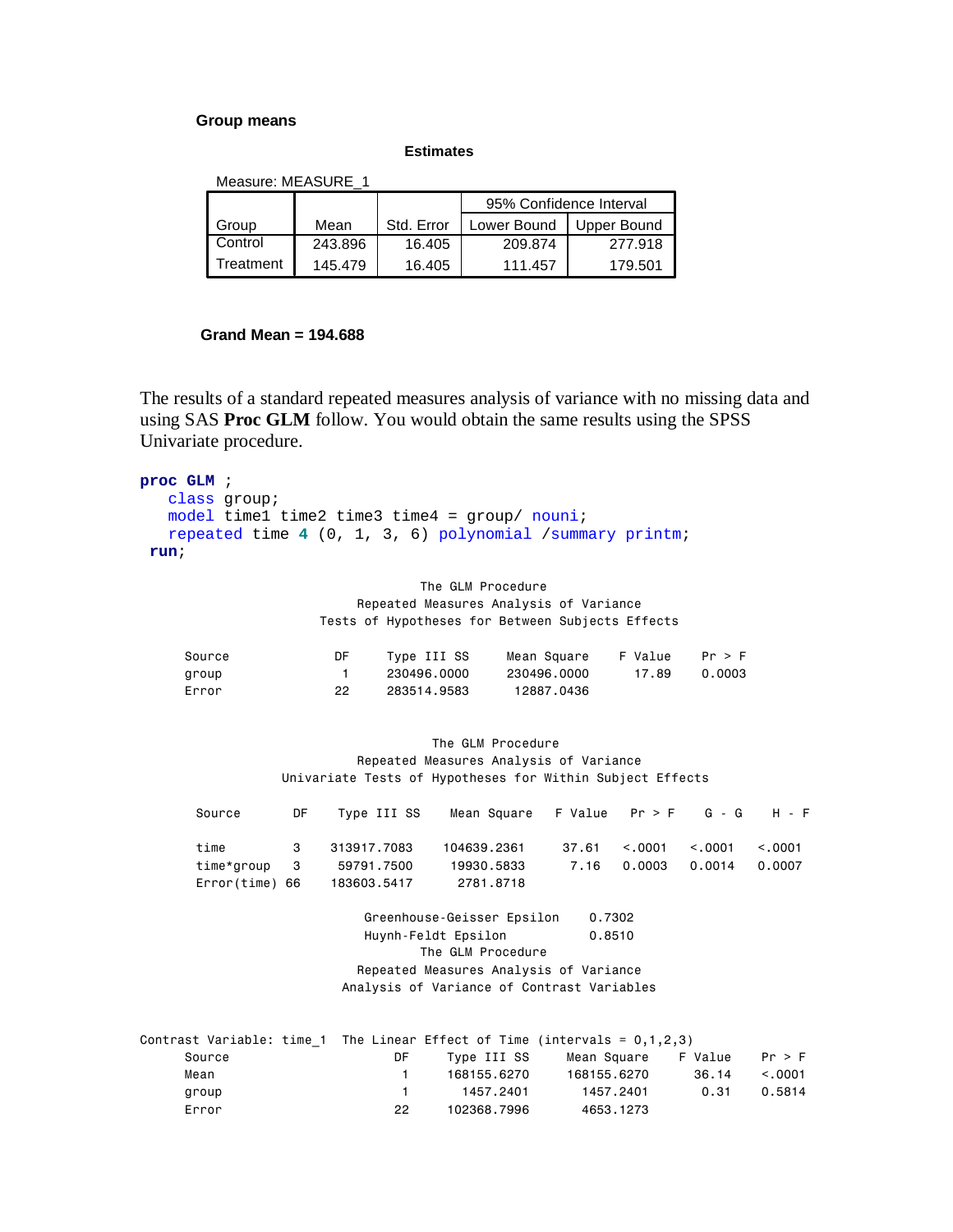**Group means**

**Estimates**

Measure: MEASURE_1

| Group | Mean | Std. Error | 95% Confidence Interval | |
|---|---|---|---|---|
| | | | Lower Bound | Upper Bound |
| Control | 243.896 | 16.405 | 209.874 | 277.918 |
| Treatment | 145.479 | 16.405 | 111.457 | 179.501 |

**Grand Mean = 194.688**

The results of a standard repeated measures analysis of variance with no missing data and using SAS **Proc GLM** follow. You would obtain the same results using the SPSS Univariate procedure.

```
proc GLM ;
   class group;
   model time1 time2 time3 time4 = group/ nouni;
   repeated time 4 (0, 1, 3, 6) polynomial /summary printm;
 run;
```

```
                        The GLM Procedure
                 Repeated Measures Analysis of Variance
            Tests of Hypotheses for Between Subjects Effects

Source              DF     Type III SS     Mean Square    F Value    Pr > F
group                1     230496.0000     230496.0000      17.89    0.0003
Error               22     283514.9583      12887.0436


                        The GLM Procedure
                 Repeated Measures Analysis of Variance
        Univariate Tests of Hypotheses for Within Subject Effects

Source       DF    Type III SS    Mean Square   F Value   Pr > F    G - G    H - F

time          3    313917.7083    104639.2361     37.61   <.0001   <.0001   <.0001
time*group    3     59791.7500     19930.5833      7.16   0.0003   0.0014   0.0007
Error(time)  66    183603.5417      2781.8718

                     Greenhouse-Geisser Epsilon      0.7302
                     Huynh-Feldt Epsilon             0.8510
                        The GLM Procedure
                 Repeated Measures Analysis of Variance
               Analysis of Variance of Contrast Variables


Contrast Variable: time_1  The Linear Effect of Time (intervals = 0,1,2,3)
      Source                   DF     Type III SS     Mean Square    F Value    Pr > F
      Mean                      1     168155.6270     168155.6270      36.14    <.0001
      group                     1       1457.2401       1457.2401       0.31    0.5814
      Error                    22     102368.7996       4653.1273
```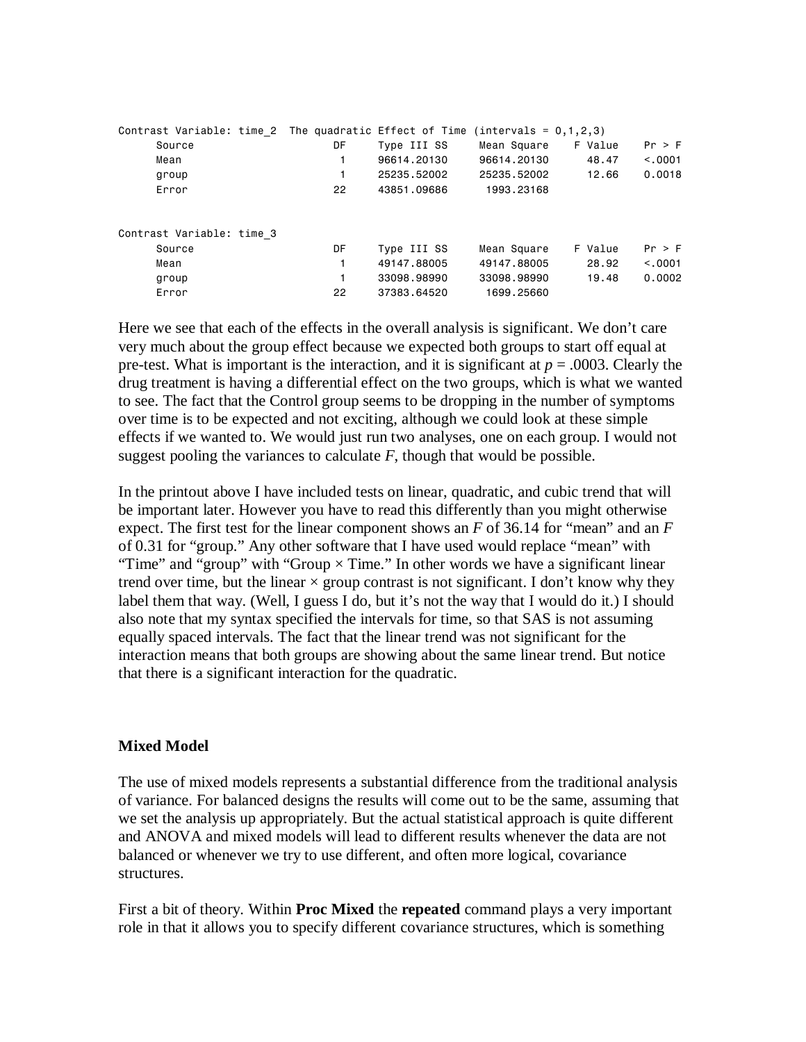```
Contrast Variable: time_2  The quadratic Effect of Time (intervals = 0,1,2,3)
      Source                    DF      Type III SS     Mean Square    F Value    Pr > F
      Mean                       1      96614.20130     96614.20130      48.47    <.0001
      group                      1      25235.52002     25235.52002      12.66    0.0018
      Error                     22      43851.09686      1993.23168


Contrast Variable: time_3
      Source                    DF      Type III SS     Mean Square    F Value    Pr > F
      Mean                       1      49147.88005     49147.88005      28.92    <.0001
      group                      1      33098.98990     33098.98990      19.48    0.0002
      Error                     22      37383.64520      1699.25660
```

Here we see that each of the effects in the overall analysis is significant. We don't care very much about the group effect because we expected both groups to start off equal at pre-test. What is important is the interaction, and it is significant at $p = .0003$. Clearly the drug treatment is having a differential effect on the two groups, which is what we wanted to see. The fact that the Control group seems to be dropping in the number of symptoms over time is to be expected and not exciting, although we could look at these simple effects if we wanted to. We would just run two analyses, one on each group. I would not suggest pooling the variances to calculate $F$, though that would be possible.

In the printout above I have included tests on linear, quadratic, and cubic trend that will be important later. However you have to read this differently than you might otherwise expect. The first test for the linear component shows an $F$ of 36.14 for "mean" and an $F$ of 0.31 for "group." Any other software that I have used would replace "mean" with "Time" and "group" with "Group × Time." In other words we have a significant linear trend over time, but the linear × group contrast is not significant. I don't know why they label them that way. (Well, I guess I do, but it's not the way that I would do it.) I should also note that my syntax specified the intervals for time, so that SAS is not assuming equally spaced intervals. The fact that the linear trend was not significant for the interaction means that both groups are showing about the same linear trend. But notice that there is a significant interaction for the quadratic.

**Mixed Model**

The use of mixed models represents a substantial difference from the traditional analysis of variance. For balanced designs the results will come out to be the same, assuming that we set the analysis up appropriately. But the actual statistical approach is quite different and ANOVA and mixed models will lead to different results whenever the data are not balanced or whenever we try to use different, and often more logical, covariance structures.

First a bit of theory. Within **Proc Mixed** the **repeated** command plays a very important role in that it allows you to specify different covariance structures, which is something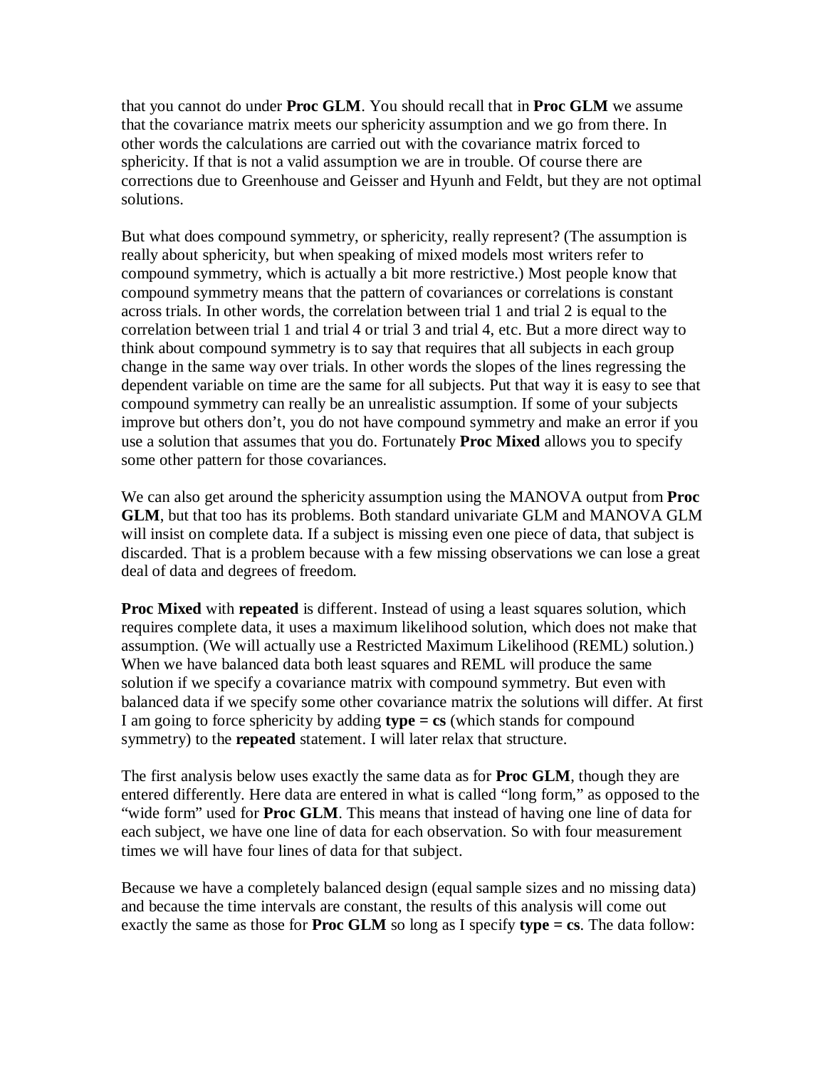that you cannot do under **Proc GLM**. You should recall that in **Proc GLM** we assume that the covariance matrix meets our sphericity assumption and we go from there. In other words the calculations are carried out with the covariance matrix forced to sphericity. If that is not a valid assumption we are in trouble. Of course there are corrections due to Greenhouse and Geisser and Hyunh and Feldt, but they are not optimal solutions.

But what does compound symmetry, or sphericity, really represent? (The assumption is really about sphericity, but when speaking of mixed models most writers refer to compound symmetry, which is actually a bit more restrictive.) Most people know that compound symmetry means that the pattern of covariances or correlations is constant across trials. In other words, the correlation between trial 1 and trial 2 is equal to the correlation between trial 1 and trial 4 or trial 3 and trial 4, etc. But a more direct way to think about compound symmetry is to say that requires that all subjects in each group change in the same way over trials. In other words the slopes of the lines regressing the dependent variable on time are the same for all subjects. Put that way it is easy to see that compound symmetry can really be an unrealistic assumption. If some of your subjects improve but others don't, you do not have compound symmetry and make an error if you use a solution that assumes that you do. Fortunately **Proc Mixed** allows you to specify some other pattern for those covariances.

We can also get around the sphericity assumption using the MANOVA output from **Proc GLM**, but that too has its problems. Both standard univariate GLM and MANOVA GLM will insist on complete data. If a subject is missing even one piece of data, that subject is discarded. That is a problem because with a few missing observations we can lose a great deal of data and degrees of freedom.

**Proc Mixed** with **repeated** is different. Instead of using a least squares solution, which requires complete data, it uses a maximum likelihood solution, which does not make that assumption. (We will actually use a Restricted Maximum Likelihood (REML) solution.) When we have balanced data both least squares and REML will produce the same solution if we specify a covariance matrix with compound symmetry. But even with balanced data if we specify some other covariance matrix the solutions will differ. At first I am going to force sphericity by adding **type = cs** (which stands for compound symmetry) to the **repeated** statement. I will later relax that structure.

The first analysis below uses exactly the same data as for **Proc GLM**, though they are entered differently. Here data are entered in what is called "long form," as opposed to the "wide form" used for **Proc GLM**. This means that instead of having one line of data for each subject, we have one line of data for each observation. So with four measurement times we will have four lines of data for that subject.

Because we have a completely balanced design (equal sample sizes and no missing data) and because the time intervals are constant, the results of this analysis will come out exactly the same as those for **Proc GLM** so long as I specify **type = cs**. The data follow: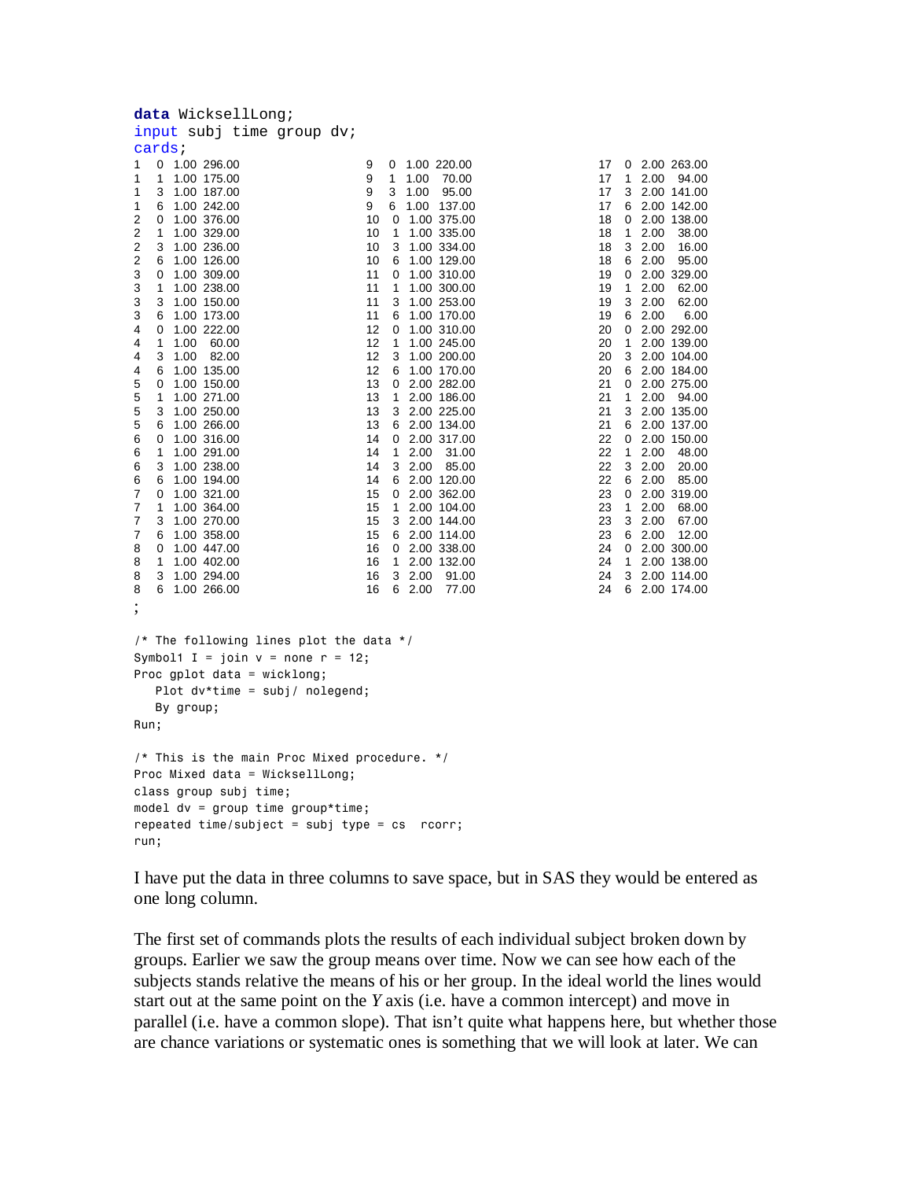```
data WicksellLong;
input subj time group dv;
cards;
1   0  1.00 296.00
1   1  1.00 175.00
1   3  1.00 187.00
1   6  1.00 242.00
2   0  1.00 376.00
2   1  1.00 329.00
2   3  1.00 236.00
2   6  1.00 126.00
3   0  1.00 309.00
3   1  1.00 238.00
3   3  1.00 150.00
3   6  1.00 173.00
4   0  1.00 222.00
4   1  1.00  60.00
4   3  1.00  82.00
4   6  1.00 135.00
5   0  1.00 150.00
5   1  1.00 271.00
5   3  1.00 250.00
5   6  1.00 266.00
6   0  1.00 316.00
6   1  1.00 291.00
6   3  1.00 238.00
6   6  1.00 194.00
7   0  1.00 321.00
7   1  1.00 364.00
7   3  1.00 270.00
7   6  1.00 358.00
8   0  1.00 447.00
8   1  1.00 402.00
8   3  1.00 294.00
8   6  1.00 266.00
9   0  1.00 220.00
9   1  1.00  70.00
9   3  1.00  95.00
9   6  1.00 137.00
10  0  1.00 375.00
10  1  1.00 335.00
10  3  1.00 334.00
10  6  1.00 129.00
11  0  1.00 310.00
11  1  1.00 300.00
11  3  1.00 253.00
11  6  1.00 170.00
12  0  1.00 310.00
12  1  1.00 245.00
12  3  1.00 200.00
12  6  1.00 170.00
13  0  2.00 282.00
13  1  2.00 186.00
13  3  2.00 225.00
13  6  2.00 134.00
14  0  2.00 317.00
14  1  2.00  31.00
14  3  2.00  85.00
14  6  2.00 120.00
15  0  2.00 362.00
15  1  2.00 104.00
15  3  2.00 144.00
15  6  2.00 114.00
16  0  2.00 338.00
16  1  2.00 132.00
16  3  2.00  91.00
16  6  2.00  77.00
17  0  2.00 263.00
17  1  2.00  94.00
17  3  2.00 141.00
17  6  2.00 142.00
18  0  2.00 138.00
18  1  2.00  38.00
18  3  2.00  16.00
18  6  2.00  95.00
19  0  2.00 329.00
19  1  2.00  62.00
19  3  2.00  62.00
19  6  2.00   6.00
20  0  2.00 292.00
20  1  2.00 139.00
20  3  2.00 104.00
20  6  2.00 184.00
21  0  2.00 275.00
21  1  2.00  94.00
21  3  2.00 135.00
21  6  2.00 137.00
22  0  2.00 150.00
22  1  2.00  48.00
22  3  2.00  20.00
22  6  2.00  85.00
23  0  2.00 319.00
23  1  2.00  68.00
23  3  2.00  67.00
23  6  2.00  12.00
24  0  2.00 300.00
24  1  2.00 138.00
24  3  2.00 114.00
24  6  2.00 174.00
;

/* The following lines plot the data */
Symbol1 I = join v = none r = 12;
Proc gplot data = wicklong;
   Plot dv*time = subj/ nolegend;
   By group;
Run;

/* This is the main Proc Mixed procedure. */
Proc Mixed data = WicksellLong;
class group subj time;
model dv = group time group*time;
repeated time/subject = subj type = cs  rcorr;
run;
```

I have put the data in three columns to save space, but in SAS they would be entered as one long column.

The first set of commands plots the results of each individual subject broken down by groups. Earlier we saw the group means over time. Now we can see how each of the subjects stands relative the means of his or her group. In the ideal world the lines would start out at the same point on the *Y* axis (i.e. have a common intercept) and move in parallel (i.e. have a common slope). That isn't quite what happens here, but whether those are chance variations or systematic ones is something that we will look at later. We can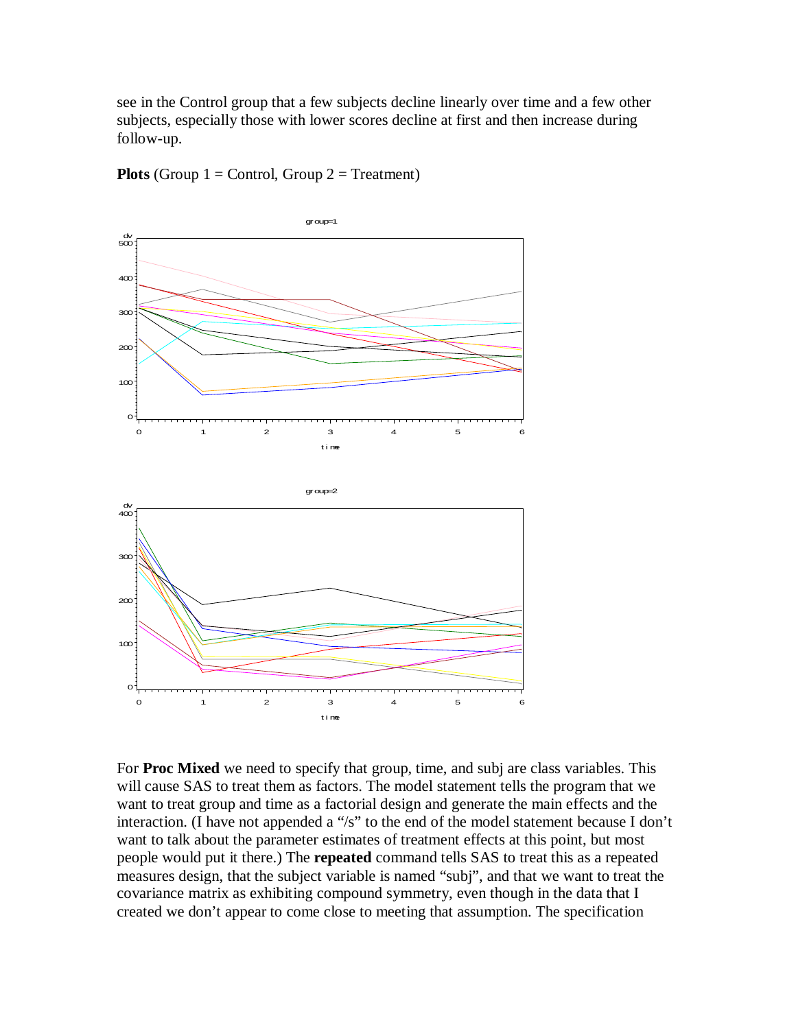see in the Control group that a few subjects decline linearly over time and a few other subjects, especially those with lower scores decline at first and then increase during follow-up.

**Plots** (Group 1 = Control, Group 2 = Treatment)

For **Proc Mixed** we need to specify that group, time, and subj are class variables. This will cause SAS to treat them as factors. The model statement tells the program that we want to treat group and time as a factorial design and generate the main effects and the interaction. (I have not appended a "/s" to the end of the model statement because I don't want to talk about the parameter estimates of treatment effects at this point, but most people would put it there.) The **repeated** command tells SAS to treat this as a repeated measures design, that the subject variable is named "subj", and that we want to treat the covariance matrix as exhibiting compound symmetry, even though in the data that I created we don't appear to come close to meeting that assumption. The specification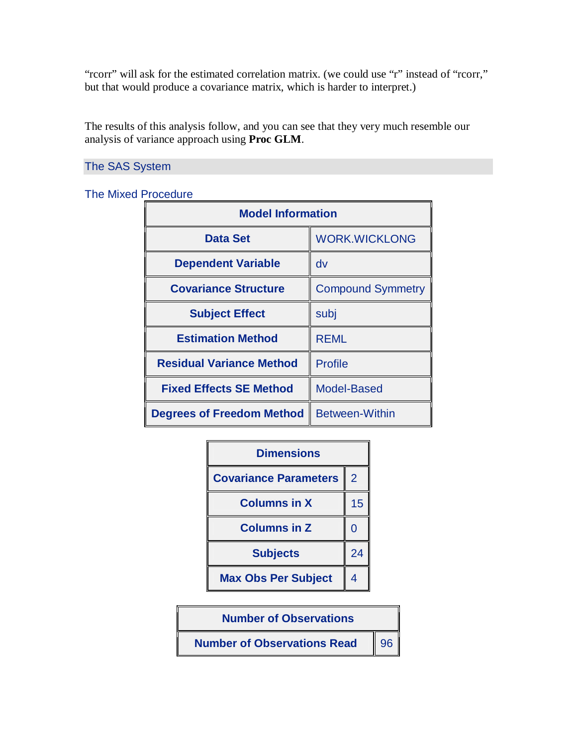"rcorr" will ask for the estimated correlation matrix. (we could use "r" instead of "rcorr," but that would produce a covariance matrix, which is harder to interpret.)

The results of this analysis follow, and you can see that they very much resemble our analysis of variance approach using **Proc GLM**.

The SAS System

The Mixed Procedure

| Model Information | |
|---|---|
| **Data Set** | WORK.WICKLONG |
| **Dependent Variable** | dv |
| **Covariance Structure** | Compound Symmetry |
| **Subject Effect** | subj |
| **Estimation Method** | REML |
| **Residual Variance Method** | Profile |
| **Fixed Effects SE Method** | Model-Based |
| **Degrees of Freedom Method** | Between-Within |

| Dimensions | |
|---|---|
| **Covariance Parameters** | 2 |
| **Columns in X** | 15 |
| **Columns in Z** | 0 |
| **Subjects** | 24 |
| **Max Obs Per Subject** | 4 |

| Number of Observations | |
|---|---|
| **Number of Observations Read** | 96 |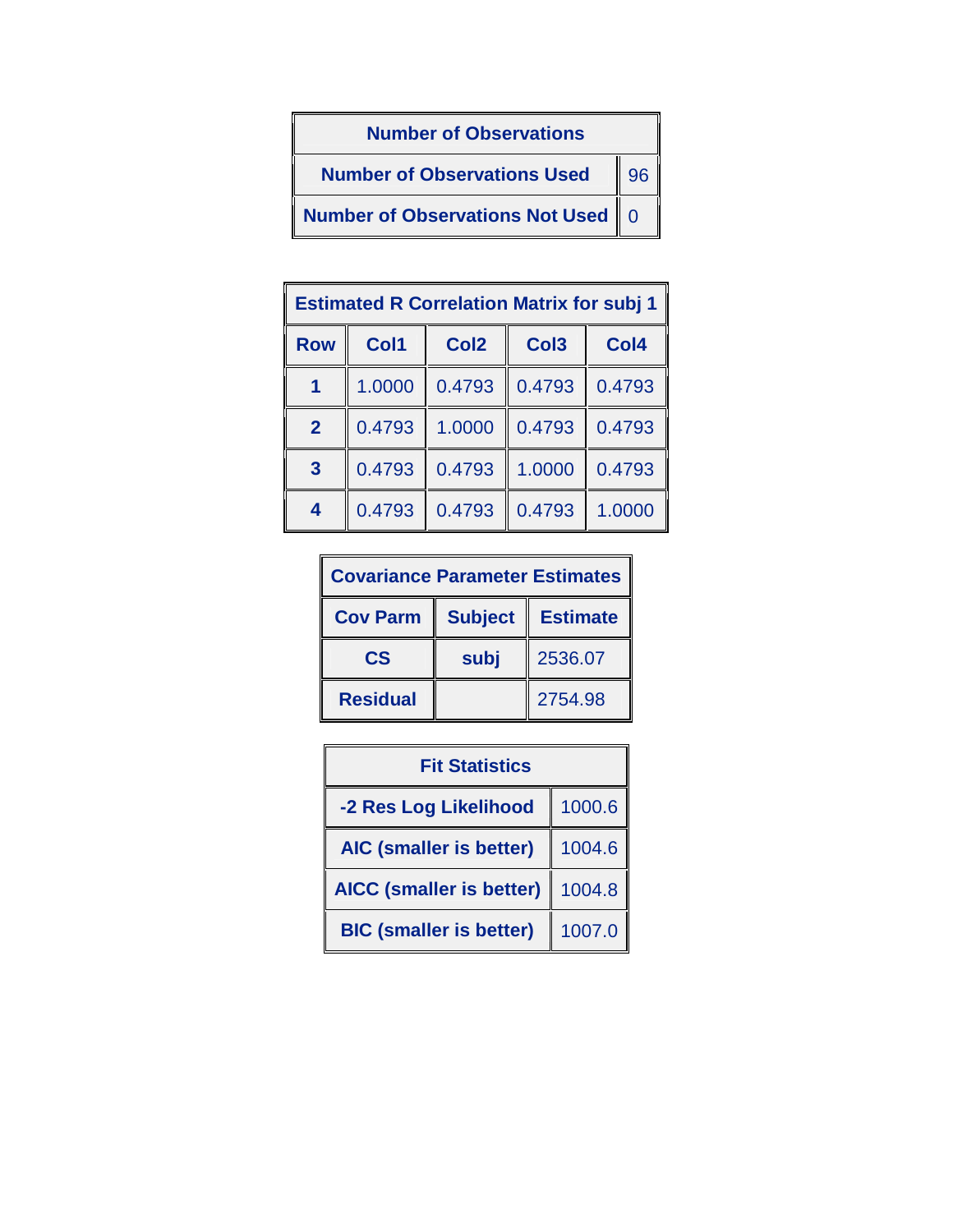| Number of Observations | |
|---|---|
| Number of Observations Used | 96 |
| Number of Observations Not Used | 0 |

| Estimated R Correlation Matrix for subj 1 | | | | |
|---|---|---|---|---|
| **Row** | **Col1** | **Col2** | **Col3** | **Col4** |
| 1 | 1.0000 | 0.4793 | 0.4793 | 0.4793 |
| 2 | 0.4793 | 1.0000 | 0.4793 | 0.4793 |
| 3 | 0.4793 | 0.4793 | 1.0000 | 0.4793 |
| 4 | 0.4793 | 0.4793 | 0.4793 | 1.0000 |

| Covariance Parameter Estimates | | |
|---|---|---|
| **Cov Parm** | **Subject** | **Estimate** |
| CS | subj | 2536.07 |
| Residual | | 2754.98 |

| Fit Statistics | |
|---|---|
| -2 Res Log Likelihood | 1000.6 |
| AIC (smaller is better) | 1004.6 |
| AICC (smaller is better) | 1004.8 |
| BIC (smaller is better) | 1007.0 |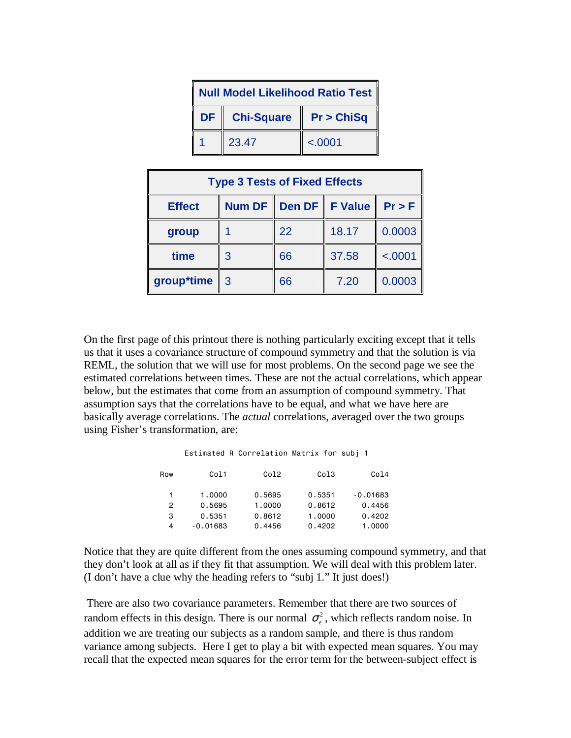| Null Model Likelihood Ratio Test | | |
|---|---|---|
| DF | Chi-Square | Pr > ChiSq |
| 1 | 23.47 | <.0001 |

| Type 3 Tests of Fixed Effects | | | | |
|---|---|---|---|---|
| Effect | Num DF | Den DF | F Value | Pr > F |
| group | 1 | 22 | 18.17 | 0.0003 |
| time | 3 | 66 | 37.58 | <.0001 |
| group*time | 3 | 66 | 7.20 | 0.0003 |

On the first page of this printout there is nothing particularly exciting except that it tells us that it uses a covariance structure of compound symmetry and that the solution is via REML, the solution that we will use for most problems. On the second page we see the estimated correlations between times. These are not the actual correlations, which appear below, but the estimates that come from an assumption of compound symmetry. That assumption says that the correlations have to be equal, and what we have here are basically average correlations. The *actual* correlations, averaged over the two groups using Fisher's transformation, are:

```
            Estimated R Correlation Matrix for subj 1

Row        Col1         Col2         Col3         Col4

  1      1.0000       0.5695       0.5351     -0.01683
  2      0.5695       1.0000       0.8612       0.4456
  3      0.5351       0.8612       1.0000       0.4202
  4    -0.01683       0.4456       0.4202       1.0000
```

Notice that they are quite different from the ones assuming compound symmetry, and that they don't look at all as if they fit that assumption. We will deal with this problem later. (I don't have a clue why the heading refers to "subj 1." It just does!)

There are also two covariance parameters. Remember that there are two sources of random effects in this design. There is our normal $\sigma_e^2$, which reflects random noise. In addition we are treating our subjects as a random sample, and there is thus random variance among subjects. Here I get to play a bit with expected mean squares. You may recall that the expected mean squares for the error term for the between-subject effect is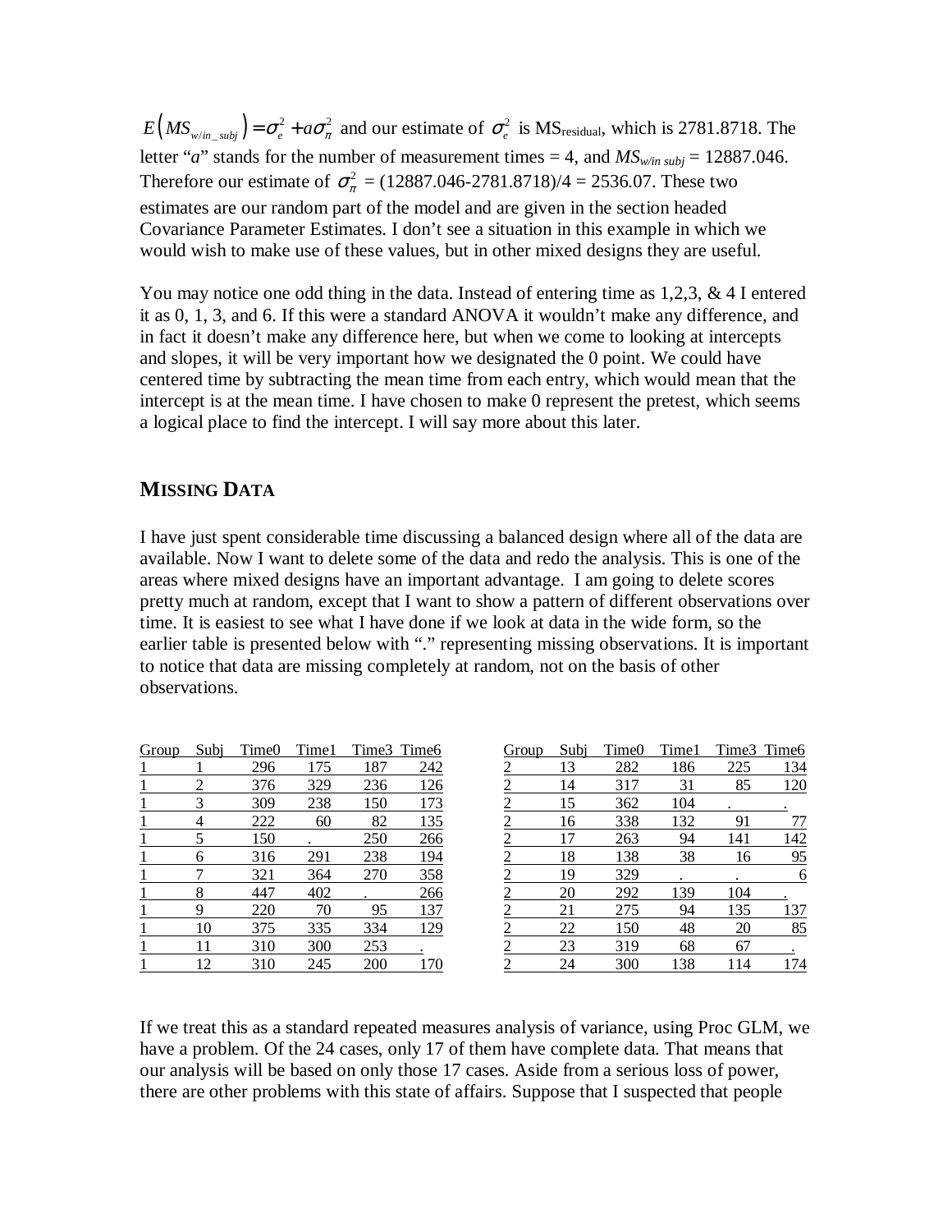$E\left(MS_{w/in\_subj}\right) = \sigma_e^2 + a\sigma_\pi^2$ and our estimate of $\sigma_e^2$ is $MS_{residual}$, which is 2781.8718. The letter "*a*" stands for the number of measurement times = 4, and $MS_{w/in\ subj}$ = 12887.046. Therefore our estimate of $\sigma_\pi^2$ = (12887.046-2781.8718)/4 = 2536.07. These two estimates are our random part of the model and are given in the section headed Covariance Parameter Estimates. I don't see a situation in this example in which we would wish to make use of these values, but in other mixed designs they are useful.

You may notice one odd thing in the data. Instead of entering time as 1,2,3, & 4 I entered it as 0, 1, 3, and 6. If this were a standard ANOVA it wouldn't make any difference, and in fact it doesn't make any difference here, but when we come to looking at intercepts and slopes, it will be very important how we designated the 0 point. We could have centered time by subtracting the mean time from each entry, which would mean that the intercept is at the mean time. I have chosen to make 0 represent the pretest, which seems a logical place to find the intercept. I will say more about this later.

## MISSING DATA

I have just spent considerable time discussing a balanced design where all of the data are available. Now I want to delete some of the data and redo the analysis. This is one of the areas where mixed designs have an important advantage. I am going to delete scores pretty much at random, except that I want to show a pattern of different observations over time. It is easiest to see what I have done if we look at data in the wide form, so the earlier table is presented below with "." representing missing observations. It is important to notice that data are missing completely at random, not on the basis of other observations.

| Group | Subj | Time0 | Time1 | Time3 | Time6 |
|---|---|---|---|---|---|
| 1 | 1 | 296 | 175 | 187 | 242 |
| 1 | 2 | 376 | 329 | 236 | 126 |
| 1 | 3 | 309 | 238 | 150 | 173 |
| 1 | 4 | 222 | 60 | 82 | 135 |
| 1 | 5 | 150 | . | 250 | 266 |
| 1 | 6 | 316 | 291 | 238 | 194 |
| 1 | 7 | 321 | 364 | 270 | 358 |
| 1 | 8 | 447 | 402 | . | 266 |
| 1 | 9 | 220 | 70 | 95 | 137 |
| 1 | 10 | 375 | 335 | 334 | 129 |
| 1 | 11 | 310 | 300 | 253 | . |
| 1 | 12 | 310 | 245 | 200 | 170 |

| Group | Subj | Time0 | Time1 | Time3 | Time6 |
|---|---|---|---|---|---|
| 2 | 13 | 282 | 186 | 225 | 134 |
| 2 | 14 | 317 | 31 | 85 | 120 |
| 2 | 15 | 362 | 104 | . | . |
| 2 | 16 | 338 | 132 | 91 | 77 |
| 2 | 17 | 263 | 94 | 141 | 142 |
| 2 | 18 | 138 | 38 | 16 | 95 |
| 2 | 19 | 329 | . | . | 6 |
| 2 | 20 | 292 | 139 | 104 | . |
| 2 | 21 | 275 | 94 | 135 | 137 |
| 2 | 22 | 150 | 48 | 20 | 85 |
| 2 | 23 | 319 | 68 | 67 | . |
| 2 | 24 | 300 | 138 | 114 | 174 |

If we treat this as a standard repeated measures analysis of variance, using Proc GLM, we have a problem. Of the 24 cases, only 17 of them have complete data. That means that our analysis will be based on only those 17 cases. Aside from a serious loss of power, there are other problems with this state of affairs. Suppose that I suspected that people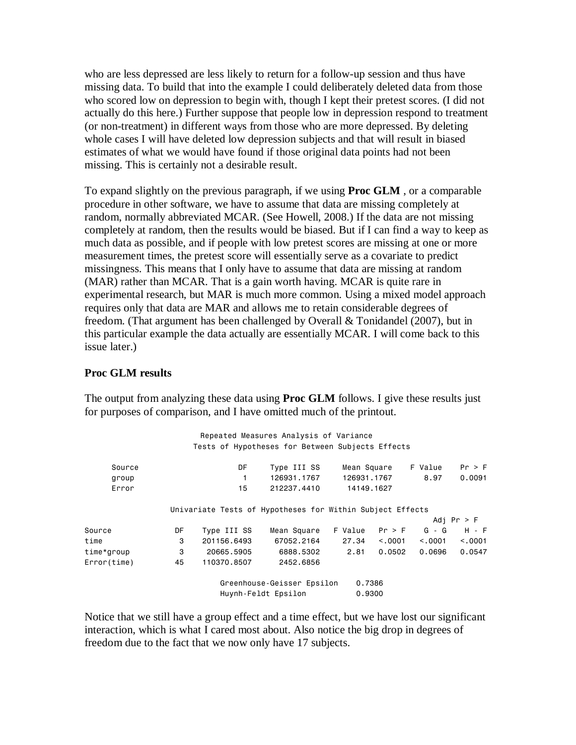who are less depressed are less likely to return for a follow-up session and thus have missing data. To build that into the example I could deliberately deleted data from those who scored low on depression to begin with, though I kept their pretest scores. (I did not actually do this here.) Further suppose that people low in depression respond to treatment (or non-treatment) in different ways from those who are more depressed. By deleting whole cases I will have deleted low depression subjects and that will result in biased estimates of what we would have found if those original data points had not been missing. This is certainly not a desirable result.

To expand slightly on the previous paragraph, if we using **Proc GLM** , or a comparable procedure in other software, we have to assume that data are missing completely at random, normally abbreviated MCAR. (See Howell, 2008.) If the data are not missing completely at random, then the results would be biased. But if I can find a way to keep as much data as possible, and if people with low pretest scores are missing at one or more measurement times, the pretest score will essentially serve as a covariate to predict missingness. This means that I only have to assume that data are missing at random (MAR) rather than MCAR. That is a gain worth having. MCAR is quite rare in experimental research, but MAR is much more common. Using a mixed model approach requires only that data are MAR and allows me to retain considerable degrees of freedom. (That argument has been challenged by Overall & Tonidandel (2007), but in this particular example the data actually are essentially MCAR. I will come back to this issue later.)

**Proc GLM results**

The output from analyzing these data using **Proc GLM** follows. I give these results just for purposes of comparison, and I have omitted much of the printout.

```
                    Repeated Measures Analysis of Variance
                  Tests of Hypotheses for Between Subjects Effects

     Source                  DF     Type III SS     Mean Square    F Value    Pr > F
     group                    1     126931.1767     126931.1767       8.97    0.0091
     Error                   15     212237.4410      14149.1627

              Univariate Tests of Hypotheses for Within Subject Effects
                                                                          Adj Pr > F
Source          DF    Type III SS    Mean Square   F Value   Pr > F     G - G    H - F
time             3    201156.6493     67052.2164     27.34   <.0001    <.0001   <.0001
time*group       3     20665.5905      6888.5302      2.81   0.0502    0.0696   0.0547
Error(time)     45    110370.8507      2452.6856

                        Greenhouse-Geisser Epsilon     0.7386
                        Huynh-Feldt Epsilon            0.9300
```

Notice that we still have a group effect and a time effect, but we have lost our significant interaction, which is what I cared most about. Also notice the big drop in degrees of freedom due to the fact that we now only have 17 subjects.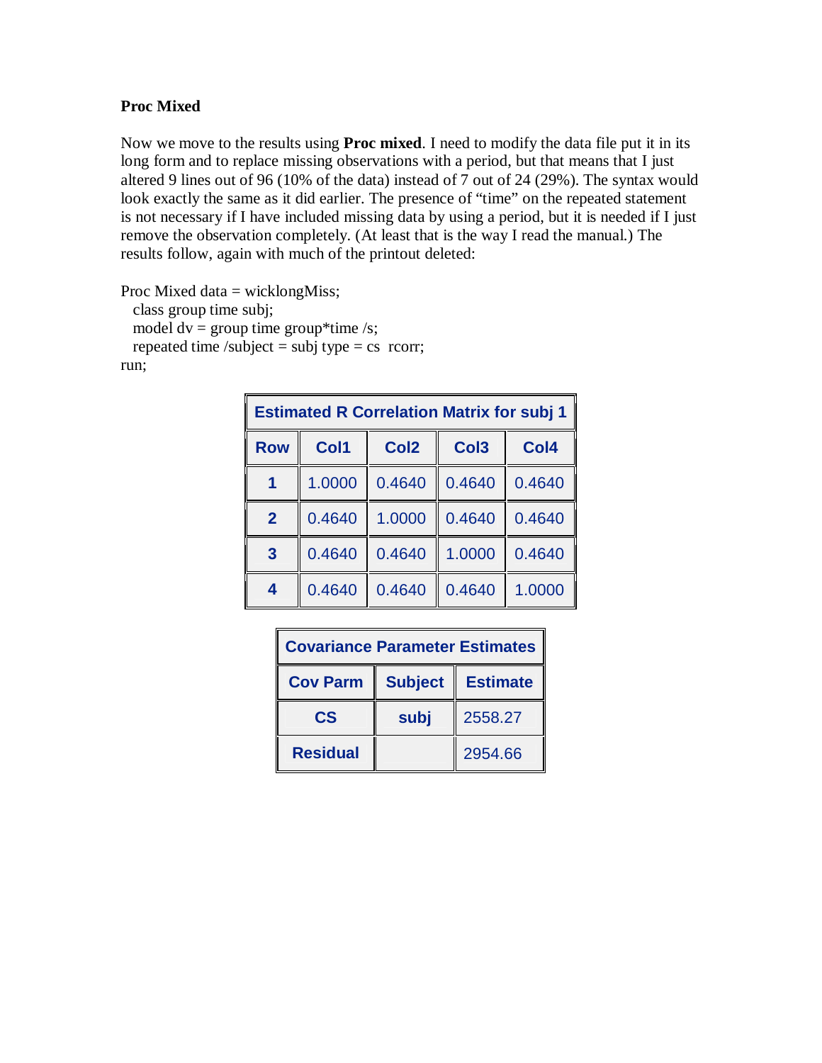## Proc Mixed

Now we move to the results using **Proc mixed**. I need to modify the data file put it in its long form and to replace missing observations with a period, but that means that I just altered 9 lines out of 96 (10% of the data) instead of 7 out of 24 (29%). The syntax would look exactly the same as it did earlier. The presence of "time" on the repeated statement is not necessary if I have included missing data by using a period, but it is needed if I just remove the observation completely. (At least that is the way I read the manual.) The results follow, again with much of the printout deleted:

```
Proc Mixed data = wicklongMiss;
  class group time subj;
  model dv = group time group*time /s;
  repeated time /subject = subj type = cs  rcorr;
run;
```

**Estimated R Correlation Matrix for subj 1**

| Row | Col1 | Col2 | Col3 | Col4 |
|---|---|---|---|---|
| 1 | 1.0000 | 0.4640 | 0.4640 | 0.4640 |
| 2 | 0.4640 | 1.0000 | 0.4640 | 0.4640 |
| 3 | 0.4640 | 0.4640 | 1.0000 | 0.4640 |
| 4 | 0.4640 | 0.4640 | 0.4640 | 1.0000 |

**Covariance Parameter Estimates**

| Cov Parm | Subject | Estimate |
|---|---|---|
| CS | subj | 2558.27 |
| Residual | | 2954.66 |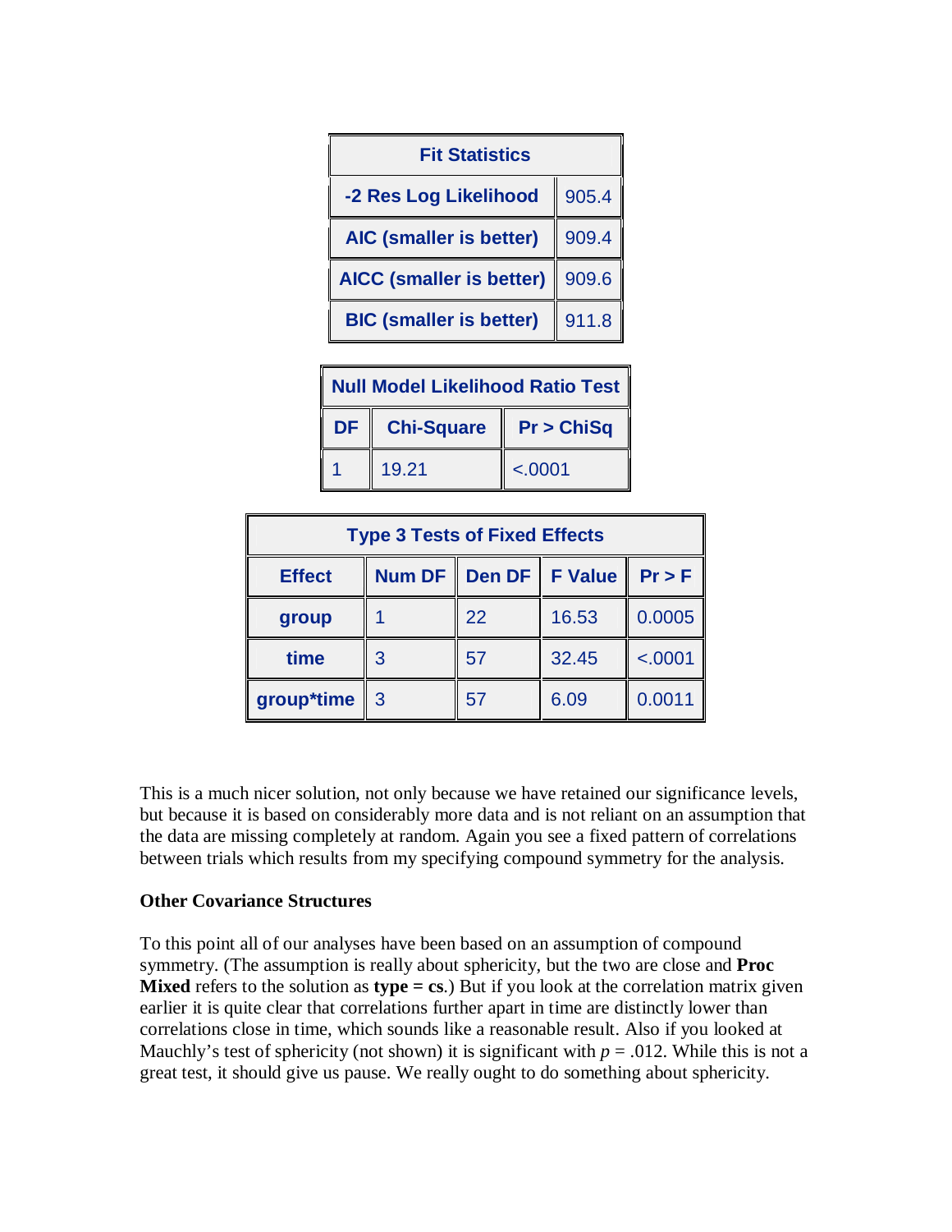| Fit Statistics | |
| --- | --- |
| -2 Res Log Likelihood | 905.4 |
| AIC (smaller is better) | 909.4 |
| AICC (smaller is better) | 909.6 |
| BIC (smaller is better) | 911.8 |

| Null Model Likelihood Ratio Test | | |
| --- | --- | --- |
| DF | Chi-Square | Pr > ChiSq |
| 1 | 19.21 | <.0001 |

| Type 3 Tests of Fixed Effects | | | | |
| --- | --- | --- | --- | --- |
| Effect | Num DF | Den DF | F Value | Pr > F |
| group | 1 | 22 | 16.53 | 0.0005 |
| time | 3 | 57 | 32.45 | <.0001 |
| group*time | 3 | 57 | 6.09 | 0.0011 |

This is a much nicer solution, not only because we have retained our significance levels, but because it is based on considerably more data and is not reliant on an assumption that the data are missing completely at random. Again you see a fixed pattern of correlations between trials which results from my specifying compound symmetry for the analysis.

**Other Covariance Structures**

To this point all of our analyses have been based on an assumption of compound symmetry. (The assumption is really about sphericity, but the two are close and **Proc Mixed** refers to the solution as **type = cs**.) But if you look at the correlation matrix given earlier it is quite clear that correlations further apart in time are distinctly lower than correlations close in time, which sounds like a reasonable result. Also if you looked at Mauchly's test of sphericity (not shown) it is significant with $p = .012$. While this is not a great test, it should give us pause. We really ought to do something about sphericity.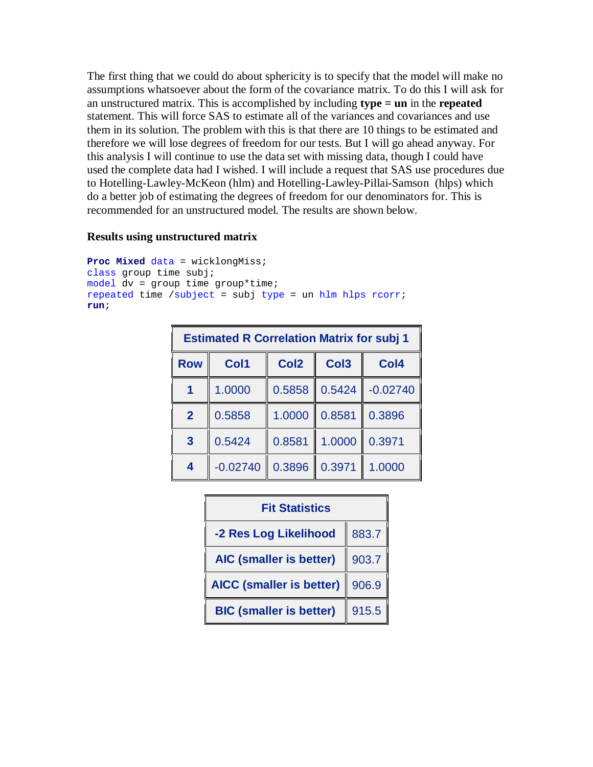The first thing that we could do about sphericity is to specify that the model will make no assumptions whatsoever about the form of the covariance matrix. To do this I will ask for an unstructured matrix. This is accomplished by including **type = un** in the **repeated** statement. This will force SAS to estimate all of the variances and covariances and use them in its solution. The problem with this is that there are 10 things to be estimated and therefore we will lose degrees of freedom for our tests. But I will go ahead anyway. For this analysis I will continue to use the data set with missing data, though I could have used the complete data had I wished. I will include a request that SAS use procedures due to Hotelling-Lawley-McKeon (hlm) and Hotelling-Lawley-Pillai-Samson (hlps) which do a better job of estimating the degrees of freedom for our denominators for. This is recommended for an unstructured model. The results are shown below.

**Results using unstructured matrix**

```
Proc Mixed data = wicklongMiss;
class group time subj;
model dv = group time group*time;
repeated time /subject = subj type = un hlm hlps rcorr;
run;
```

| Estimated R Correlation Matrix for subj 1 | | | | |
|---|---|---|---|---|
| **Row** | **Col1** | **Col2** | **Col3** | **Col4** |
| **1** | 1.0000 | 0.5858 | 0.5424 | -0.02740 |
| **2** | 0.5858 | 1.0000 | 0.8581 | 0.3896 |
| **3** | 0.5424 | 0.8581 | 1.0000 | 0.3971 |
| **4** | -0.02740 | 0.3896 | 0.3971 | 1.0000 |

| Fit Statistics | |
|---|---|
| **-2 Res Log Likelihood** | 883.7 |
| **AIC (smaller is better)** | 903.7 |
| **AICC (smaller is better)** | 906.9 |
| **BIC (smaller is better)** | 915.5 |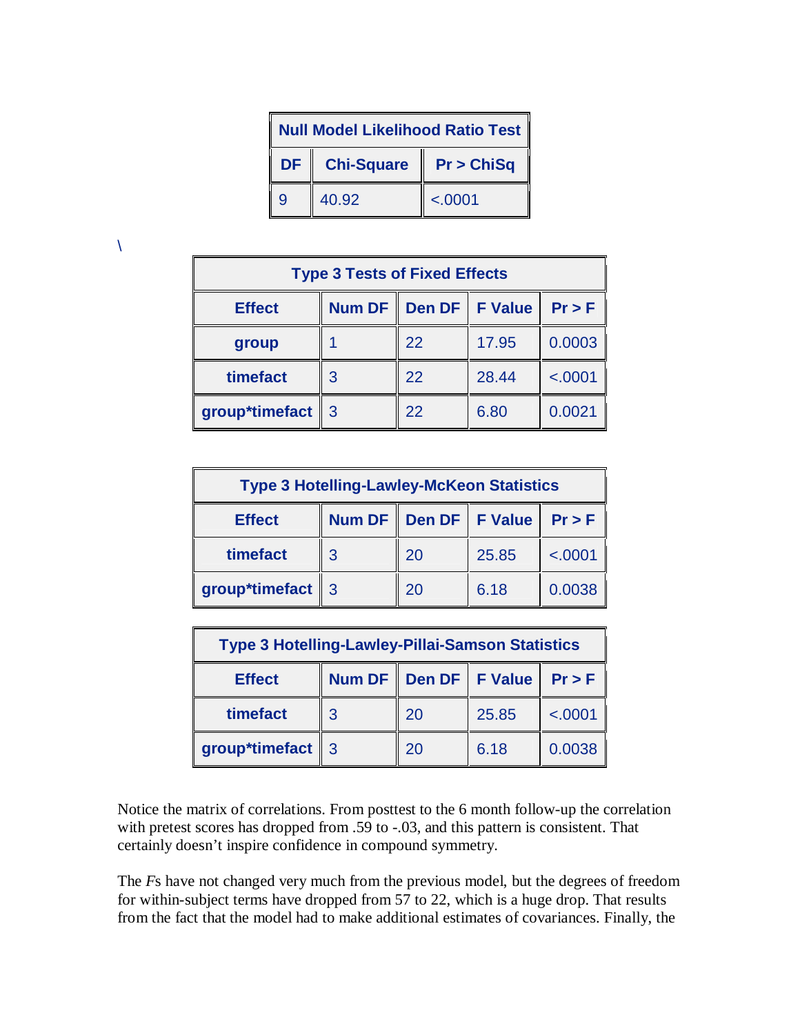| Null Model Likelihood Ratio Test | | |
|---|---|---|
| DF | Chi-Square | Pr > ChiSq |
| 9 | 40.92 | <.0001 |

\

| Type 3 Tests of Fixed Effects | | | | |
|---|---|---|---|---|
| Effect | Num DF | Den DF | F Value | Pr > F |
| group | 1 | 22 | 17.95 | 0.0003 |
| timefact | 3 | 22 | 28.44 | <.0001 |
| group*timefact | 3 | 22 | 6.80 | 0.0021 |

| Type 3 Hotelling-Lawley-McKeon Statistics | | | | |
|---|---|---|---|---|
| Effect | Num DF | Den DF | F Value | Pr > F |
| timefact | 3 | 20 | 25.85 | <.0001 |
| group*timefact | 3 | 20 | 6.18 | 0.0038 |

| Type 3 Hotelling-Lawley-Pillai-Samson Statistics | | | | |
|---|---|---|---|---|
| Effect | Num DF | Den DF | F Value | Pr > F |
| timefact | 3 | 20 | 25.85 | <.0001 |
| group*timefact | 3 | 20 | 6.18 | 0.0038 |

Notice the matrix of correlations. From posttest to the 6 month follow-up the correlation with pretest scores has dropped from .59 to -.03, and this pattern is consistent. That certainly doesn't inspire confidence in compound symmetry.

The *F*s have not changed very much from the previous model, but the degrees of freedom for within-subject terms have dropped from 57 to 22, which is a huge drop. That results from the fact that the model had to make additional estimates of covariances. Finally, the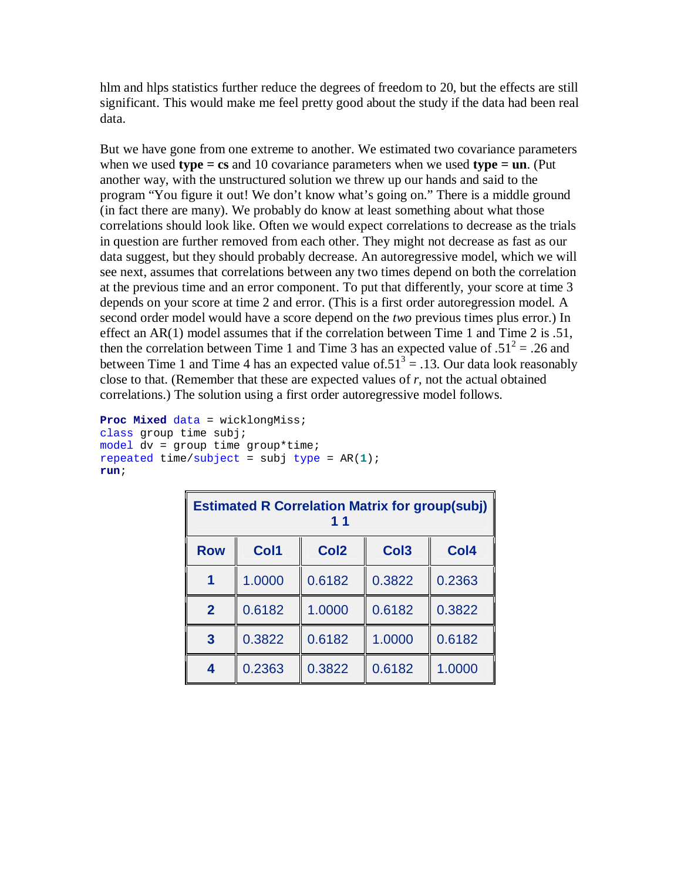hlm and hlps statistics further reduce the degrees of freedom to 20, but the effects are still significant. This would make me feel pretty good about the study if the data had been real data.

But we have gone from one extreme to another. We estimated two covariance parameters when we used **type = cs** and 10 covariance parameters when we used **type = un**. (Put another way, with the unstructured solution we threw up our hands and said to the program "You figure it out! We don't know what's going on." There is a middle ground (in fact there are many). We probably do know at least something about what those correlations should look like. Often we would expect correlations to decrease as the trials in question are further removed from each other. They might not decrease as fast as our data suggest, but they should probably decrease. An autoregressive model, which we will see next, assumes that correlations between any two times depend on both the correlation at the previous time and an error component. To put that differently, your score at time 3 depends on your score at time 2 and error. (This is a first order autoregression model. A second order model would have a score depend on the *two* previous times plus error.) In effect an AR(1) model assumes that if the correlation between Time 1 and Time 2 is .51, then the correlation between Time 1 and Time 3 has an expected value of $.51^2 = .26$ and between Time 1 and Time 4 has an expected value of $.51^3 = .13$. Our data look reasonably close to that. (Remember that these are expected values of *r*, not the actual obtained correlations.) The solution using a first order autoregressive model follows.

```
Proc Mixed data = wicklongMiss;
class group time subj;
model dv = group time group*time;
repeated time/subject = subj type = AR(1);
run;
```

| Estimated R Correlation Matrix for group(subj) 1 1 | | | | |
|---|---|---|---|---|
| **Row** | **Col1** | **Col2** | **Col3** | **Col4** |
| **1** | 1.0000 | 0.6182 | 0.3822 | 0.2363 |
| **2** | 0.6182 | 1.0000 | 0.6182 | 0.3822 |
| **3** | 0.3822 | 0.6182 | 1.0000 | 0.6182 |
| **4** | 0.2363 | 0.3822 | 0.6182 | 1.0000 |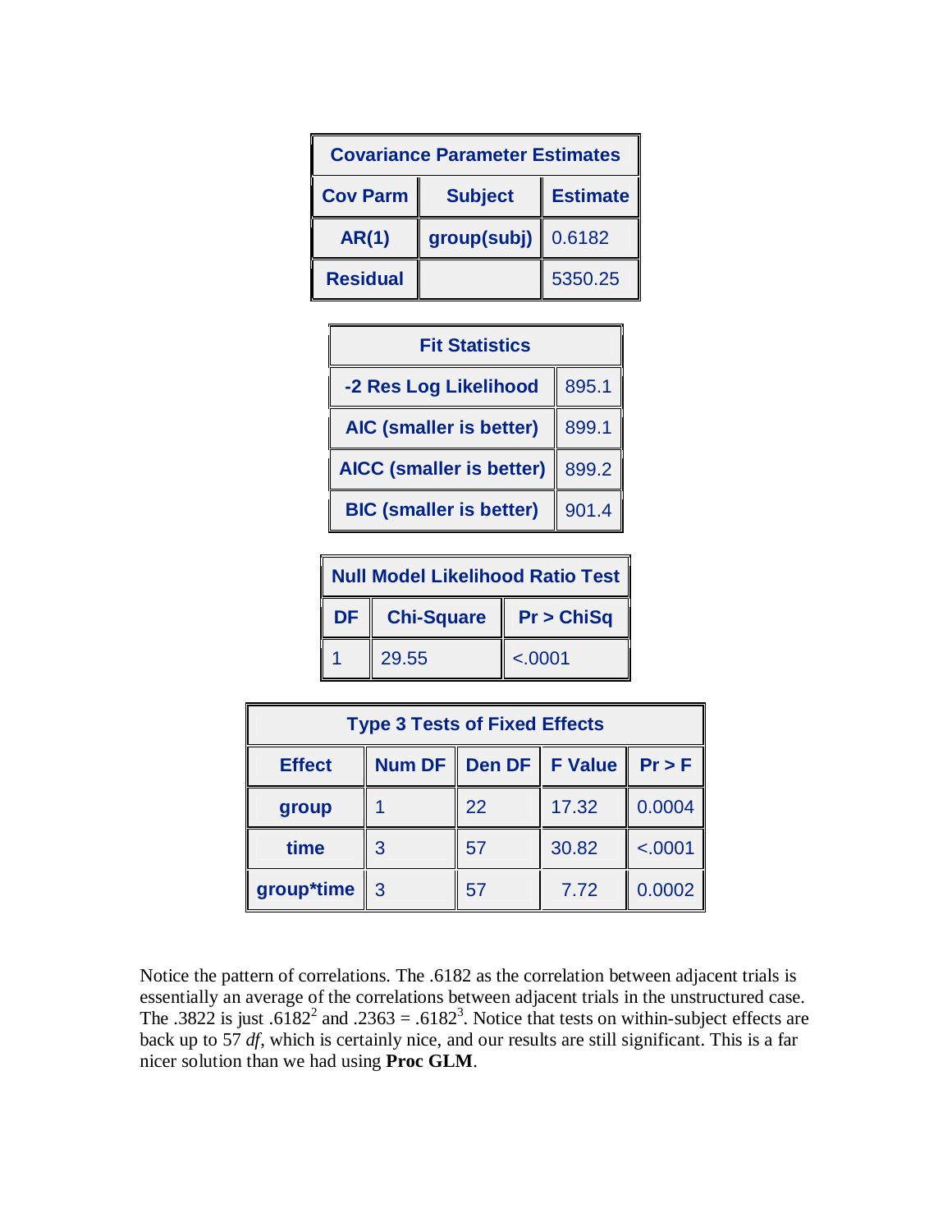| Covariance Parameter Estimates | | |
|---|---|---|
| **Cov Parm** | **Subject** | **Estimate** |
| **AR(1)** | **group(subj)** | 0.6182 |
| **Residual** | | 5350.25 |

| Fit Statistics | |
|---|---|
| **-2 Res Log Likelihood** | 895.1 |
| **AIC (smaller is better)** | 899.1 |
| **AICC (smaller is better)** | 899.2 |
| **BIC (smaller is better)** | 901.4 |

| Null Model Likelihood Ratio Test | | |
|---|---|---|
| **DF** | **Chi-Square** | **Pr > ChiSq** |
| 1 | 29.55 | <.0001 |

| Type 3 Tests of Fixed Effects | | | | |
|---|---|---|---|---|
| **Effect** | **Num DF** | **Den DF** | **F Value** | **Pr > F** |
| **group** | 1 | 22 | 17.32 | 0.0004 |
| **time** | 3 | 57 | 30.82 | <.0001 |
| **group*time** | 3 | 57 | 7.72 | 0.0002 |

Notice the pattern of correlations. The .6182 as the correlation between adjacent trials is essentially an average of the correlations between adjacent trials in the unstructured case. The .3822 is just $.6182^2$ and $.2363 = .6182^3$. Notice that tests on within-subject effects are back up to 57 *df*, which is certainly nice, and our results are still significant. This is a far nicer solution than we had using **Proc GLM**.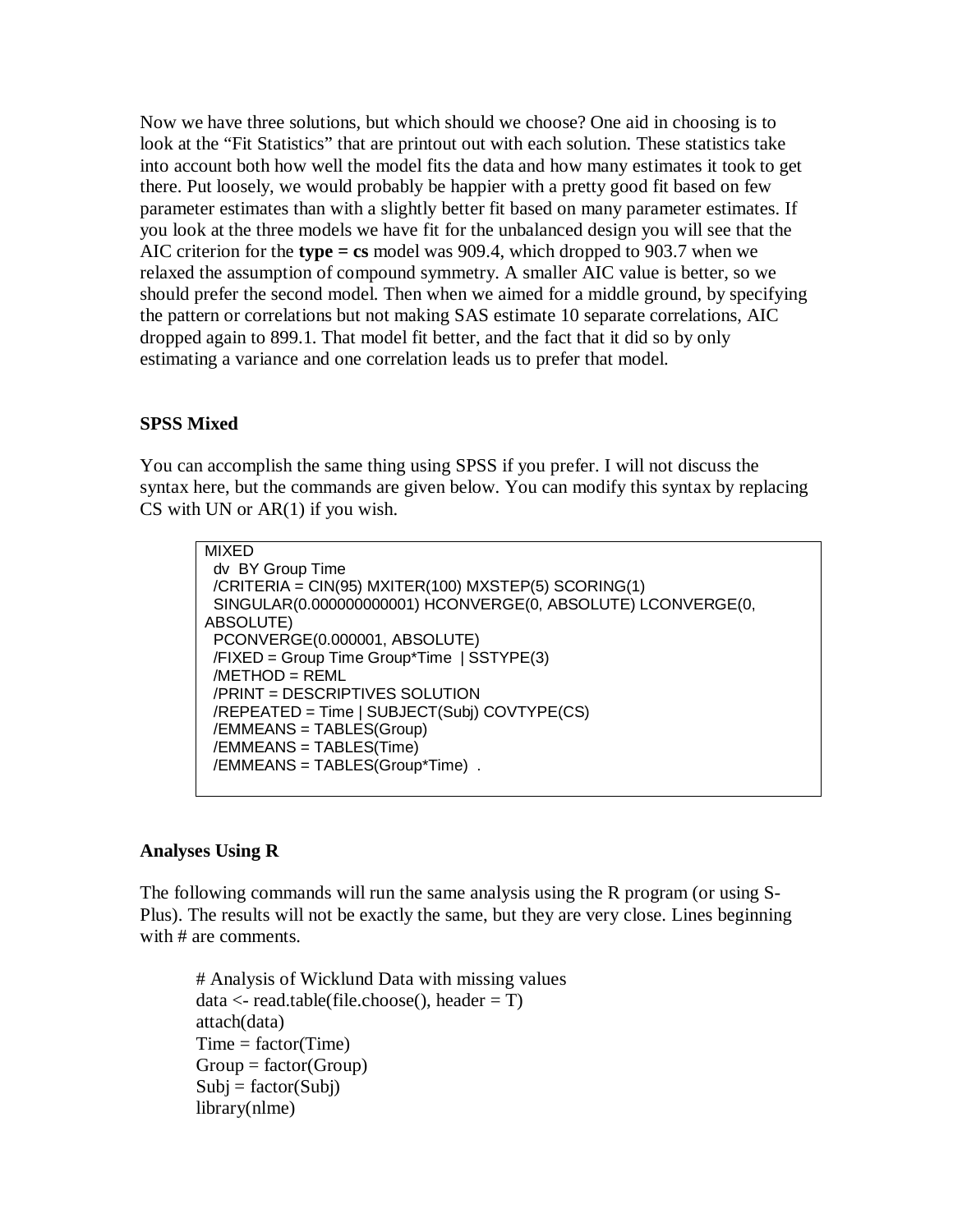Now we have three solutions, but which should we choose? One aid in choosing is to look at the "Fit Statistics" that are printout out with each solution. These statistics take into account both how well the model fits the data and how many estimates it took to get there. Put loosely, we would probably be happier with a pretty good fit based on few parameter estimates than with a slightly better fit based on many parameter estimates. If you look at the three models we have fit for the unbalanced design you will see that the AIC criterion for the **type = cs** model was 909.4, which dropped to 903.7 when we relaxed the assumption of compound symmetry. A smaller AIC value is better, so we should prefer the second model. Then when we aimed for a middle ground, by specifying the pattern or correlations but not making SAS estimate 10 separate correlations, AIC dropped again to 899.1. That model fit better, and the fact that it did so by only estimating a variance and one correlation leads us to prefer that model.

**SPSS Mixed**

You can accomplish the same thing using SPSS if you prefer. I will not discuss the syntax here, but the commands are given below. You can modify this syntax by replacing CS with UN or AR(1) if you wish.

```
MIXED
  dv  BY Group Time
  /CRITERIA = CIN(95) MXITER(100) MXSTEP(5) SCORING(1)
  SINGULAR(0.000000000001) HCONVERGE(0, ABSOLUTE) LCONVERGE(0,
ABSOLUTE)
  PCONVERGE(0.000001, ABSOLUTE)
  /FIXED = Group Time Group*Time  | SSTYPE(3)
  /METHOD = REML
  /PRINT = DESCRIPTIVES SOLUTION
  /REPEATED = Time | SUBJECT(Subj) COVTYPE(CS)
  /EMMEANS = TABLES(Group)
  /EMMEANS = TABLES(Time)
  /EMMEANS = TABLES(Group*Time)  .
```

**Analyses Using R**

The following commands will run the same analysis using the R program (or using S-Plus). The results will not be exactly the same, but they are very close. Lines beginning with # are comments.

```
# Analysis of Wicklund Data with missing values
data <- read.table(file.choose(), header = T)
attach(data)
Time = factor(Time)
Group = factor(Group)
Subj = factor(Subj)
library(nlme)
```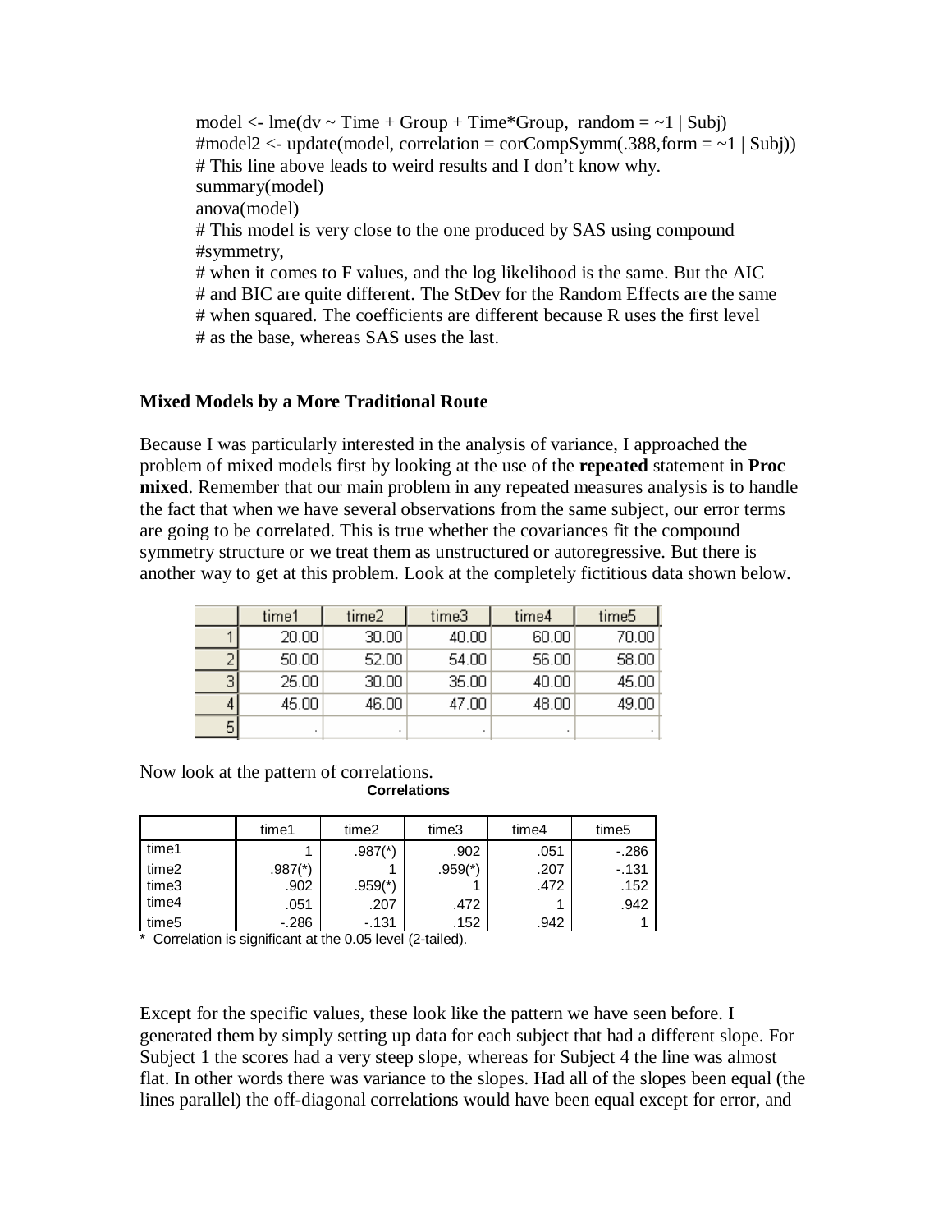```
model <- lme(dv ~ Time + Group + Time*Group,  random = ~1 | Subj)
#model2 <- update(model, correlation = corCompSymm(.388,form = ~1 | Subj))
# This line above leads to weird results and I don't know why.
summary(model)
anova(model)
# This model is very close to the one produced by SAS using compound
#symmetry,
# when it comes to F values, and the log likelihood is the same. But the AIC
# and BIC are quite different. The StDev for the Random Effects are the same
# when squared. The coefficients are different because R uses the first level
# as the base, whereas SAS uses the last.
```

### Mixed Models by a More Traditional Route

Because I was particularly interested in the analysis of variance, I approached the problem of mixed models first by looking at the use of the **repeated** statement in **Proc mixed**. Remember that our main problem in any repeated measures analysis is to handle the fact that when we have several observations from the same subject, our error terms are going to be correlated. This is true whether the covariances fit the compound symmetry structure or we treat them as unstructured or autoregressive. But there is another way to get at this problem. Look at the completely fictitious data shown below.

| | time1 | time2 | time3 | time4 | time5 |
|---|---|---|---|---|---|
| 1 | 20.00 | 30.00 | 40.00 | 60.00 | 70.00 |
| 2 | 50.00 | 52.00 | 54.00 | 56.00 | 58.00 |
| 3 | 25.00 | 30.00 | 35.00 | 40.00 | 45.00 |
| 4 | 45.00 | 46.00 | 47.00 | 48.00 | 49.00 |
| 5 | . | . | . | . | . |

Now look at the pattern of correlations.

**Correlations**

| | time1 | time2 | time3 | time4 | time5 |
|---|---|---|---|---|---|
| time1 | 1 | .987(*) | .902 | .051 | -.286 |
| time2 | .987(*) | 1 | .959(*) | .207 | -.131 |
| time3 | .902 | .959(*) | 1 | .472 | .152 |
| time4 | .051 | .207 | .472 | 1 | .942 |
| time5 | -.286 | -.131 | .152 | .942 | 1 |

* Correlation is significant at the 0.05 level (2-tailed).

Except for the specific values, these look like the pattern we have seen before. I generated them by simply setting up data for each subject that had a different slope. For Subject 1 the scores had a very steep slope, whereas for Subject 4 the line was almost flat. In other words there was variance to the slopes. Had all of the slopes been equal (the lines parallel) the off-diagonal correlations would have been equal except for error, and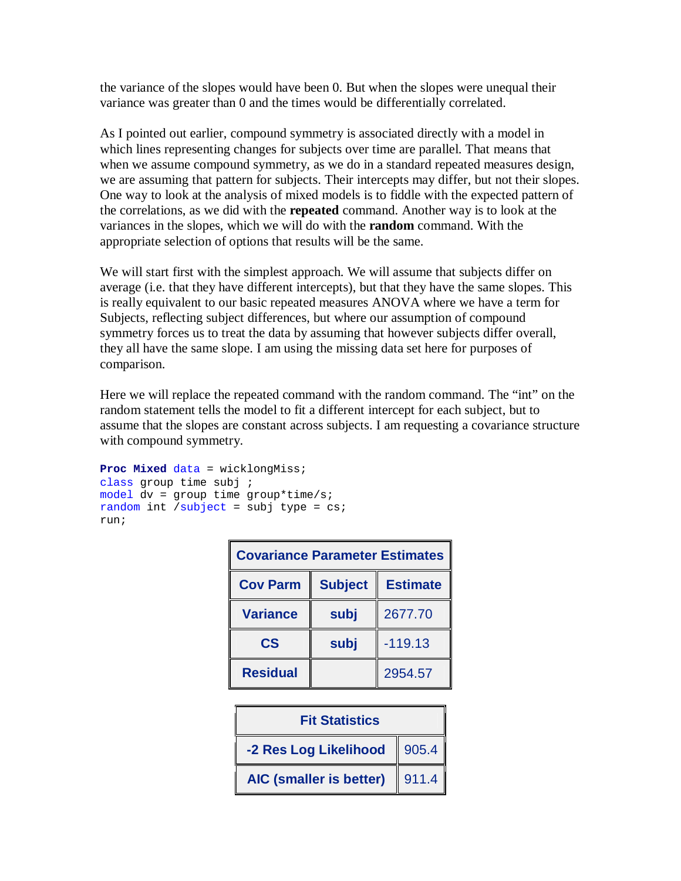the variance of the slopes would have been 0. But when the slopes were unequal their variance was greater than 0 and the times would be differentially correlated.

As I pointed out earlier, compound symmetry is associated directly with a model in which lines representing changes for subjects over time are parallel. That means that when we assume compound symmetry, as we do in a standard repeated measures design, we are assuming that pattern for subjects. Their intercepts may differ, but not their slopes. One way to look at the analysis of mixed models is to fiddle with the expected pattern of the correlations, as we did with the **repeated** command. Another way is to look at the variances in the slopes, which we will do with the **random** command. With the appropriate selection of options that results will be the same.

We will start first with the simplest approach. We will assume that subjects differ on average (i.e. that they have different intercepts), but that they have the same slopes. This is really equivalent to our basic repeated measures ANOVA where we have a term for Subjects, reflecting subject differences, but where our assumption of compound symmetry forces us to treat the data by assuming that however subjects differ overall, they all have the same slope. I am using the missing data set here for purposes of comparison.

Here we will replace the repeated command with the random command. The "int" on the random statement tells the model to fit a different intercept for each subject, but to assume that the slopes are constant across subjects. I am requesting a covariance structure with compound symmetry.

```
Proc Mixed data = wicklongMiss;
class group time subj ;
model dv = group time group*time/s;
random int /subject = subj type = cs;
run;
```

| Covariance Parameter Estimates | | |
|---|---|---|
| **Cov Parm** | **Subject** | **Estimate** |
| **Variance** | **subj** | 2677.70 |
| **CS** | **subj** | -119.13 |
| **Residual** | | 2954.57 |

| Fit Statistics | |
|---|---|
| **-2 Res Log Likelihood** | 905.4 |
| **AIC (smaller is better)** | 911.4 |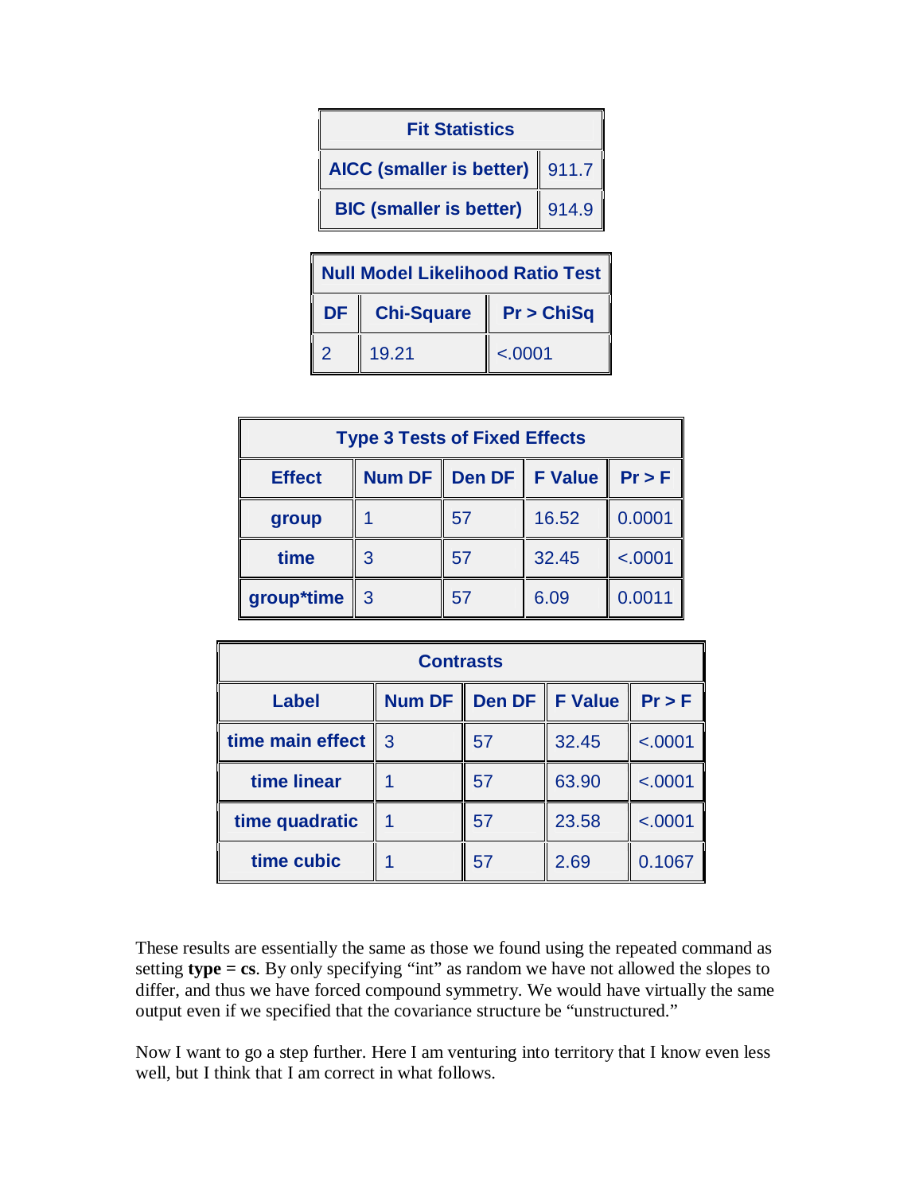| Fit Statistics | |
|---|---|
| AICC (smaller is better) | 911.7 |
| BIC (smaller is better) | 914.9 |

| Null Model Likelihood Ratio Test | | |
|---|---|---|
| DF | Chi-Square | Pr > ChiSq |
| 2 | 19.21 | <.0001 |

| Type 3 Tests of Fixed Effects | | | | |
|---|---|---|---|---|
| Effect | Num DF | Den DF | F Value | Pr > F |
| group | 1 | 57 | 16.52 | 0.0001 |
| time | 3 | 57 | 32.45 | <.0001 |
| group*time | 3 | 57 | 6.09 | 0.0011 |

| Contrasts | | | | |
|---|---|---|---|---|
| Label | Num DF | Den DF | F Value | Pr > F |
| time main effect | 3 | 57 | 32.45 | <.0001 |
| time linear | 1 | 57 | 63.90 | <.0001 |
| time quadratic | 1 | 57 | 23.58 | <.0001 |
| time cubic | 1 | 57 | 2.69 | 0.1067 |

These results are essentially the same as those we found using the repeated command as setting **type = cs**. By only specifying "int" as random we have not allowed the slopes to differ, and thus we have forced compound symmetry. We would have virtually the same output even if we specified that the covariance structure be "unstructured."

Now I want to go a step further. Here I am venturing into territory that I know even less well, but I think that I am correct in what follows.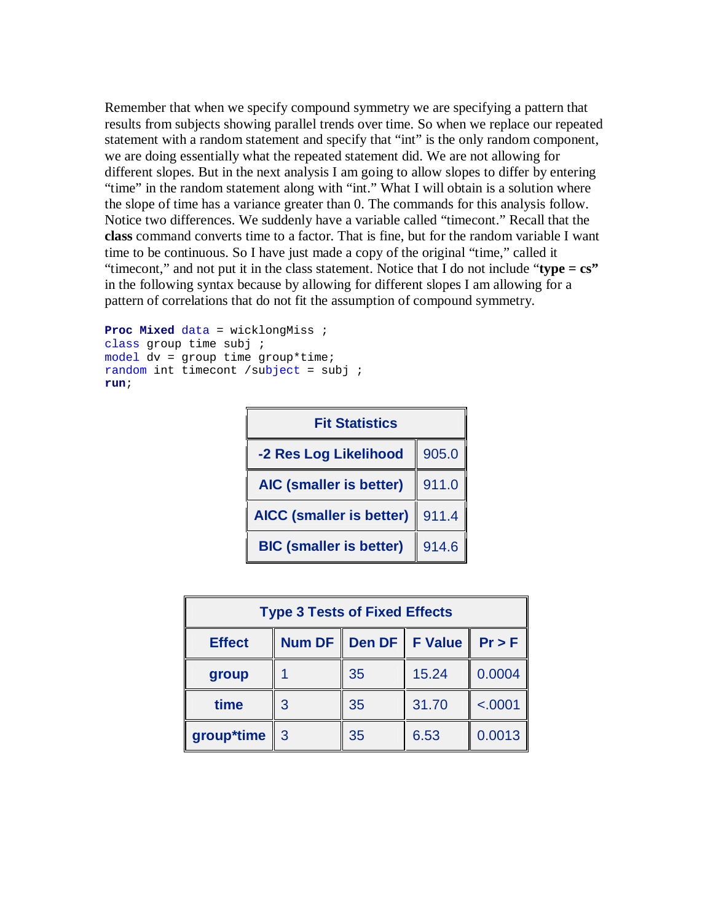Remember that when we specify compound symmetry we are specifying a pattern that results from subjects showing parallel trends over time. So when we replace our repeated statement with a random statement and specify that "int" is the only random component, we are doing essentially what the repeated statement did. We are not allowing for different slopes. But in the next analysis I am going to allow slopes to differ by entering "time" in the random statement along with "int." What I will obtain is a solution where the slope of time has a variance greater than 0. The commands for this analysis follow. Notice two differences. We suddenly have a variable called "timecont." Recall that the **class** command converts time to a factor. That is fine, but for the random variable I want time to be continuous. So I have just made a copy of the original "time," called it "timecont," and not put it in the class statement. Notice that I do not include "**type = cs"** in the following syntax because by allowing for different slopes I am allowing for a pattern of correlations that do not fit the assumption of compound symmetry.

```
Proc Mixed data = wicklongMiss ;
class group time subj ;
model dv = group time group*time;
random int timecont /subject = subj ;
run;
```

| Fit Statistics | |
|---|---|
| -2 Res Log Likelihood | 905.0 |
| AIC (smaller is better) | 911.0 |
| AICC (smaller is better) | 911.4 |
| BIC (smaller is better) | 914.6 |

| Type 3 Tests of Fixed Effects | | | | |
|---|---|---|---|---|
| **Effect** | **Num DF** | **Den DF** | **F Value** | **Pr > F** |
| group | 1 | 35 | 15.24 | 0.0004 |
| time | 3 | 35 | 31.70 | <.0001 |
| group*time | 3 | 35 | 6.53 | 0.0013 |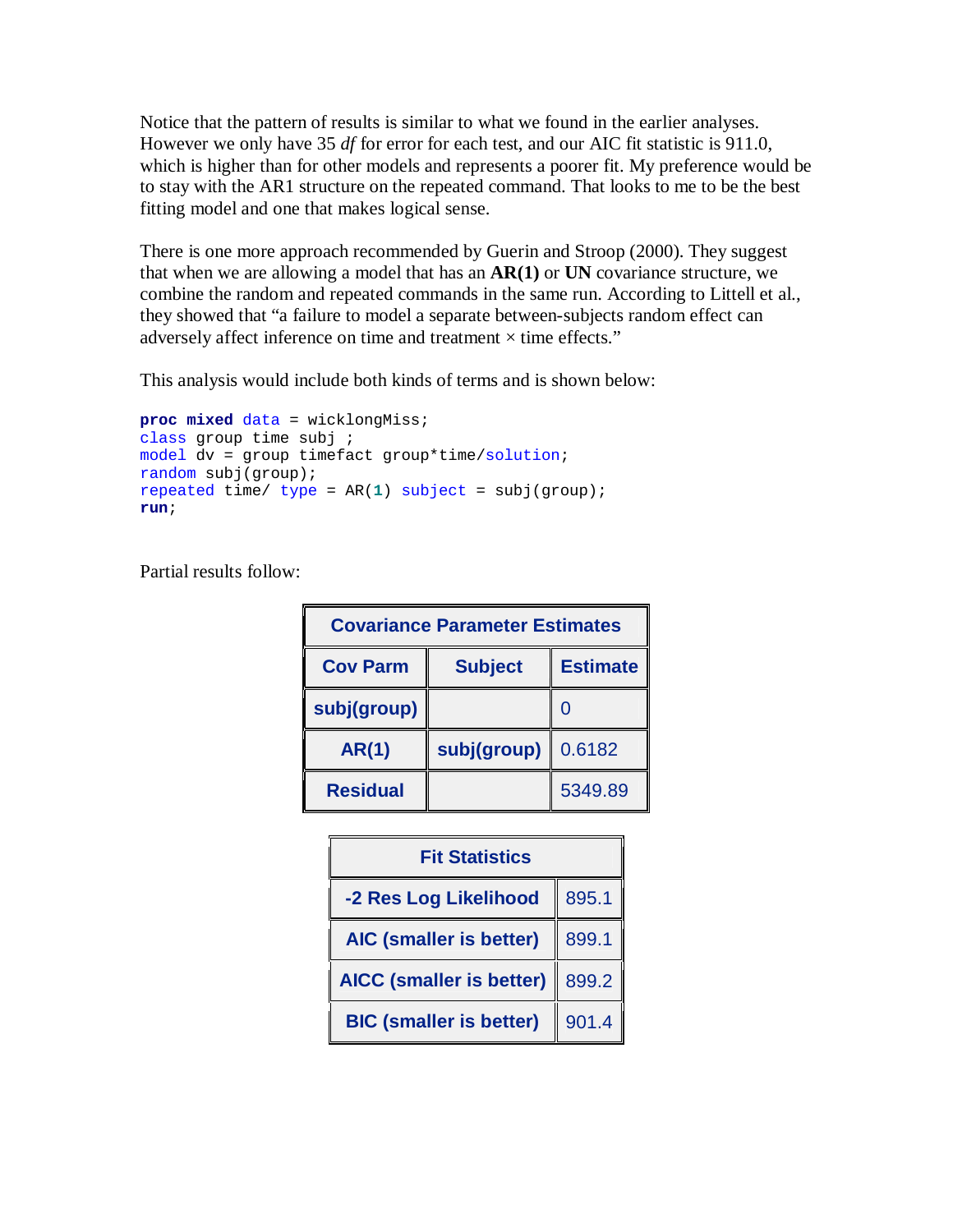Notice that the pattern of results is similar to what we found in the earlier analyses. However we only have 35 *df* for error for each test, and our AIC fit statistic is 911.0, which is higher than for other models and represents a poorer fit. My preference would be to stay with the AR1 structure on the repeated command. That looks to me to be the best fitting model and one that makes logical sense.

There is one more approach recommended by Guerin and Stroop (2000). They suggest that when we are allowing a model that has an **AR(1)** or **UN** covariance structure, we combine the random and repeated commands in the same run. According to Littell et al., they showed that "a failure to model a separate between-subjects random effect can adversely affect inference on time and treatment × time effects."

This analysis would include both kinds of terms and is shown below:

```
proc mixed data = wicklongMiss;
class group time subj ;
model dv = group timefact group*time/solution;
random subj(group);
repeated time/ type = AR(1) subject = subj(group);
run;
```

Partial results follow:

| Covariance Parameter Estimates | | |
|---|---|---|
| **Cov Parm** | **Subject** | **Estimate** |
| **subj(group)** | | 0 |
| **AR(1)** | **subj(group)** | 0.6182 |
| **Residual** | | 5349.89 |

| Fit Statistics | |
|---|---|
| **-2 Res Log Likelihood** | 895.1 |
| **AIC (smaller is better)** | 899.1 |
| **AICC (smaller is better)** | 899.2 |
| **BIC (smaller is better)** | 901.4 |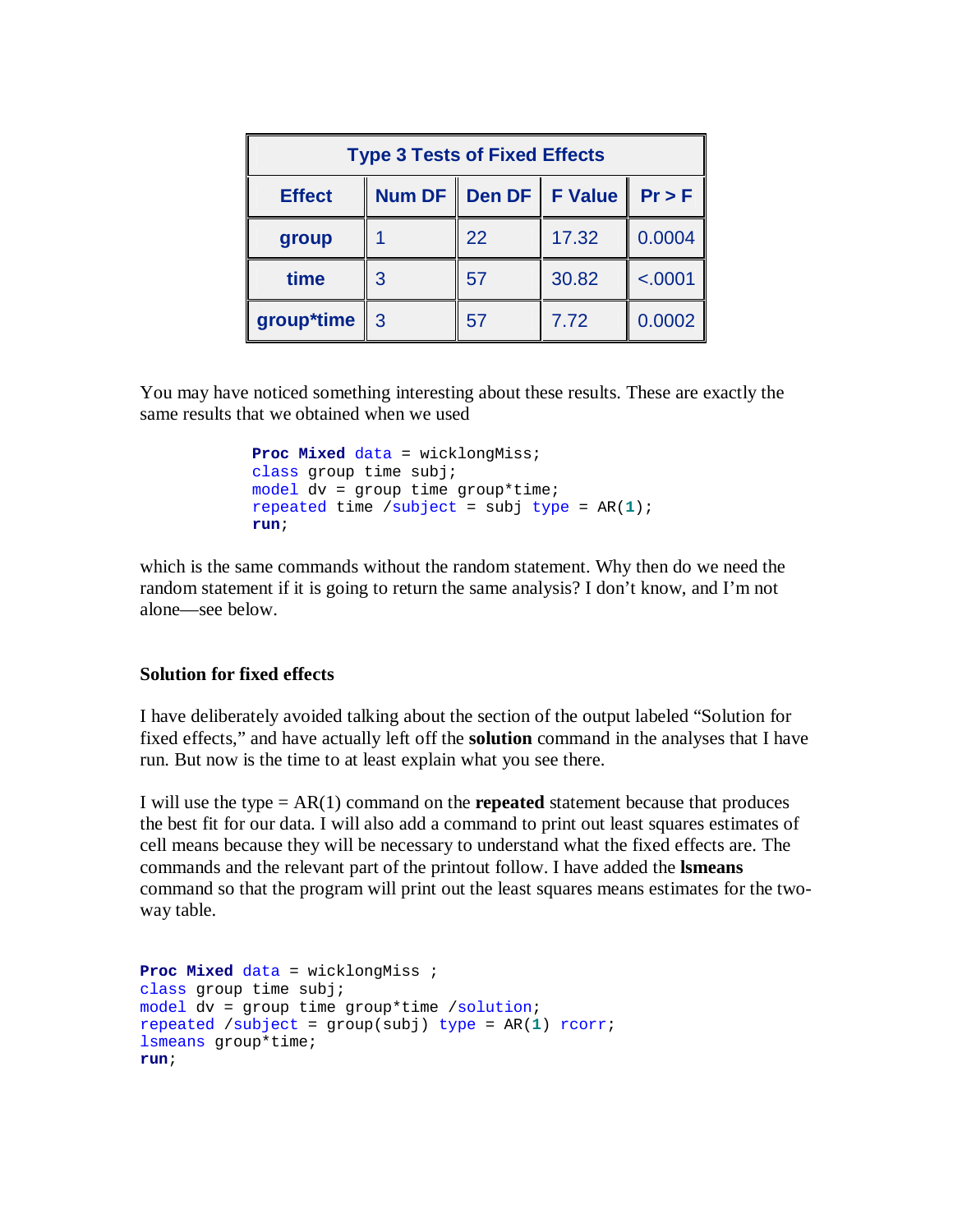| Type 3 Tests of Fixed Effects | | | | |
|---|---|---|---|---|
| **Effect** | **Num DF** | **Den DF** | **F Value** | **Pr > F** |
| **group** | 1 | 22 | 17.32 | 0.0004 |
| **time** | 3 | 57 | 30.82 | <.0001 |
| **group*time** | 3 | 57 | 7.72 | 0.0002 |

You may have noticed something interesting about these results. These are exactly the same results that we obtained when we used

```
Proc Mixed data = wicklongMiss;
class group time subj;
model dv = group time group*time;
repeated time /subject = subj type = AR(1);
run;
```

which is the same commands without the random statement. Why then do we need the random statement if it is going to return the same analysis? I don't know, and I'm not alone—see below.

### Solution for fixed effects

I have deliberately avoided talking about the section of the output labeled "Solution for fixed effects," and have actually left off the **solution** command in the analyses that I have run. But now is the time to at least explain what you see there.

I will use the type = AR(1) command on the **repeated** statement because that produces the best fit for our data. I will also add a command to print out least squares estimates of cell means because they will be necessary to understand what the fixed effects are. The commands and the relevant part of the printout follow. I have added the **lsmeans** command so that the program will print out the least squares means estimates for the two-way table.

```
Proc Mixed data = wicklongMiss ;
class group time subj;
model dv = group time group*time /solution;
repeated /subject = group(subj) type = AR(1) rcorr;
lsmeans group*time;
run;
```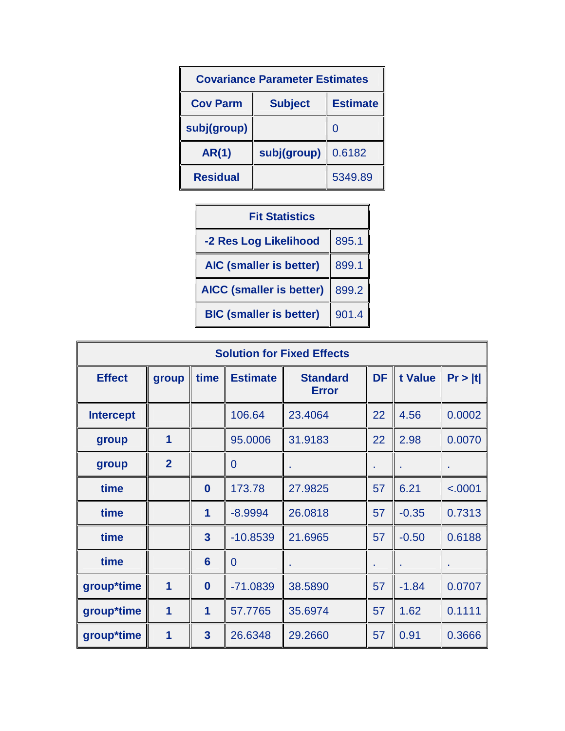| Covariance Parameter Estimates | | |
|---|---|---|
| **Cov Parm** | **Subject** | **Estimate** |
| subj(group) | | 0 |
| AR(1) | subj(group) | 0.6182 |
| Residual | | 5349.89 |

| Fit Statistics | |
|---|---|
| -2 Res Log Likelihood | 895.1 |
| AIC (smaller is better) | 899.1 |
| AICC (smaller is better) | 899.2 |
| BIC (smaller is better) | 901.4 |

| Solution for Fixed Effects | | | | | | | |
|---|---|---|---|---|---|---|---|
| **Effect** | **group** | **time** | **Estimate** | **Standard Error** | **DF** | **t Value** | **Pr > \|t\|** |
| Intercept | | | 106.64 | 23.4064 | 22 | 4.56 | 0.0002 |
| group | 1 | | 95.0006 | 31.9183 | 22 | 2.98 | 0.0070 |
| group | 2 | | 0 | . | . | . | . |
| time | | 0 | 173.78 | 27.9825 | 57 | 6.21 | <.0001 |
| time | | 1 | -8.9994 | 26.0818 | 57 | -0.35 | 0.7313 |
| time | | 3 | -10.8539 | 21.6965 | 57 | -0.50 | 0.6188 |
| time | | 6 | 0 | . | . | . | . |
| group*time | 1 | 0 | -71.0839 | 38.5890 | 57 | -1.84 | 0.0707 |
| group*time | 1 | 1 | 57.7765 | 35.6974 | 57 | 1.62 | 0.1111 |
| group*time | 1 | 3 | 26.6348 | 29.2660 | 57 | 0.91 | 0.3666 |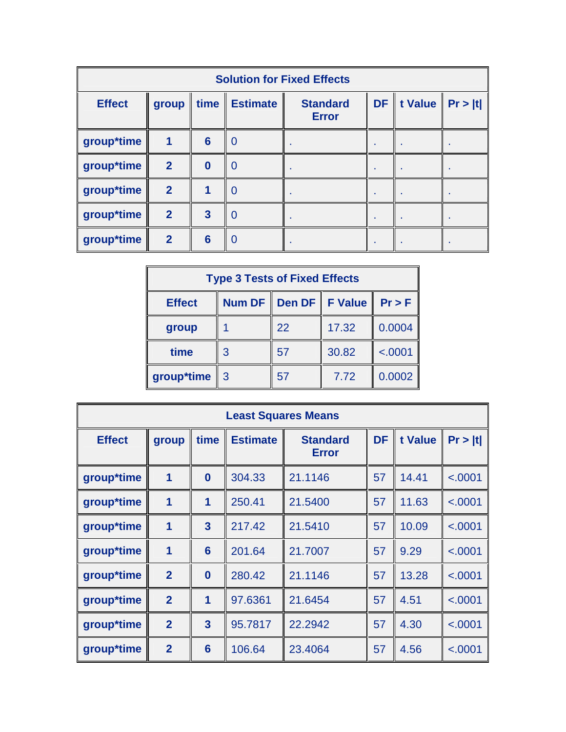**Solution for Fixed Effects**

| Effect | group | time | Estimate | Standard Error | DF | t Value | Pr > \|t\| |
|---|---|---|---|---|---|---|---|
| group*time | 1 | 6 | 0 | . | . | . | . |
| group*time | 2 | 0 | 0 | . | . | . | . |
| group*time | 2 | 1 | 0 | . | . | . | . |
| group*time | 2 | 3 | 0 | . | . | . | . |
| group*time | 2 | 6 | 0 | . | . | . | . |

**Type 3 Tests of Fixed Effects**

| Effect | Num DF | Den DF | F Value | Pr > F |
|---|---|---|---|---|
| group | 1 | 22 | 17.32 | 0.0004 |
| time | 3 | 57 | 30.82 | <.0001 |
| group*time | 3 | 57 | 7.72 | 0.0002 |

**Least Squares Means**

| Effect | group | time | Estimate | Standard Error | DF | t Value | Pr > \|t\| |
|---|---|---|---|---|---|---|---|
| group*time | 1 | 0 | 304.33 | 21.1146 | 57 | 14.41 | <.0001 |
| group*time | 1 | 1 | 250.41 | 21.5400 | 57 | 11.63 | <.0001 |
| group*time | 1 | 3 | 217.42 | 21.5410 | 57 | 10.09 | <.0001 |
| group*time | 1 | 6 | 201.64 | 21.7007 | 57 | 9.29 | <.0001 |
| group*time | 2 | 0 | 280.42 | 21.1146 | 57 | 13.28 | <.0001 |
| group*time | 2 | 1 | 97.6361 | 21.6454 | 57 | 4.51 | <.0001 |
| group*time | 2 | 3 | 95.7817 | 22.2942 | 57 | 4.30 | <.0001 |
| group*time | 2 | 6 | 106.64 | 23.4064 | 57 | 4.56 | <.0001 |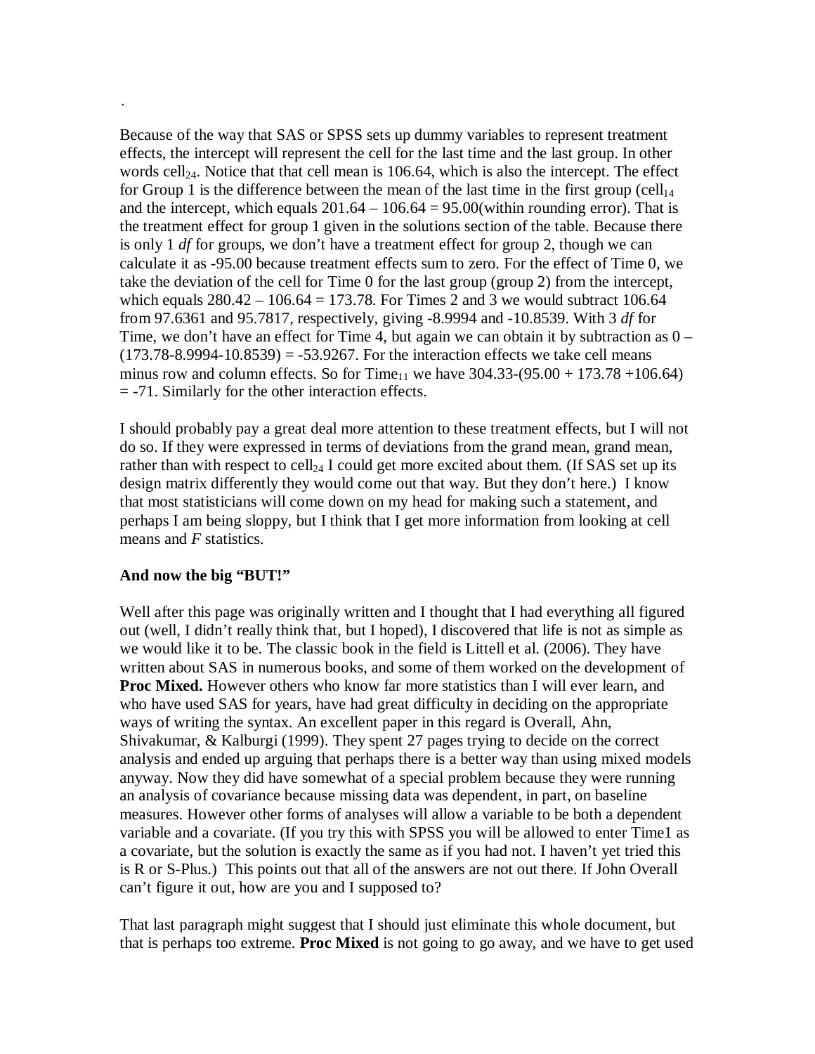.

Because of the way that SAS or SPSS sets up dummy variables to represent treatment effects, the intercept will represent the cell for the last time and the last group. In other words $cell_{24}$. Notice that that cell mean is 106.64, which is also the intercept. The effect for Group 1 is the difference between the mean of the last time in the first group ($cell_{14}$ and the intercept, which equals $201.64 – 106.64 = 95.00$(within rounding error). That is the treatment effect for group 1 given in the solutions section of the table. Because there is only 1 *df* for groups, we don't have a treatment effect for group 2, though we can calculate it as -95.00 because treatment effects sum to zero. For the effect of Time 0, we take the deviation of the cell for Time 0 for the last group (group 2) from the intercept, which equals $280.42 – 106.64 = 173.78$. For Times 2 and 3 we would subtract 106.64 from 97.6361 and 95.7817, respectively, giving -8.9994 and -10.8539. With 3 *df* for Time, we don't have an effect for Time 4, but again we can obtain it by subtraction as $0 – (173.78-8.9994-10.8539) = -53.9267$. For the interaction effects we take cell means minus row and column effects. So for $Time_{11}$ we have $304.33-(95.00 + 173.78 +106.64) = -71$. Similarly for the other interaction effects.

I should probably pay a great deal more attention to these treatment effects, but I will not do so. If they were expressed in terms of deviations from the grand mean, grand mean, rather than with respect to $cell_{24}$ I could get more excited about them. (If SAS set up its design matrix differently they would come out that way. But they don't here.) I know that most statisticians will come down on my head for making such a statement, and perhaps I am being sloppy, but I think that I get more information from looking at cell means and *F* statistics.

**And now the big "BUT!"**

Well after this page was originally written and I thought that I had everything all figured out (well, I didn't really think that, but I hoped), I discovered that life is not as simple as we would like it to be. The classic book in the field is Littell et al. (2006). They have written about SAS in numerous books, and some of them worked on the development of **Proc Mixed.** However others who know far more statistics than I will ever learn, and who have used SAS for years, have had great difficulty in deciding on the appropriate ways of writing the syntax. An excellent paper in this regard is Overall, Ahn, Shivakumar, & Kalburgi (1999). They spent 27 pages trying to decide on the correct analysis and ended up arguing that perhaps there is a better way than using mixed models anyway. Now they did have somewhat of a special problem because they were running an analysis of covariance because missing data was dependent, in part, on baseline measures. However other forms of analyses will allow a variable to be both a dependent variable and a covariate. (If you try this with SPSS you will be allowed to enter Time1 as a covariate, but the solution is exactly the same as if you had not. I haven't yet tried this is R or S-Plus.) This points out that all of the answers are not out there. If John Overall can't figure it out, how are you and I supposed to?

That last paragraph might suggest that I should just eliminate this whole document, but that is perhaps too extreme. **Proc Mixed** is not going to go away, and we have to get used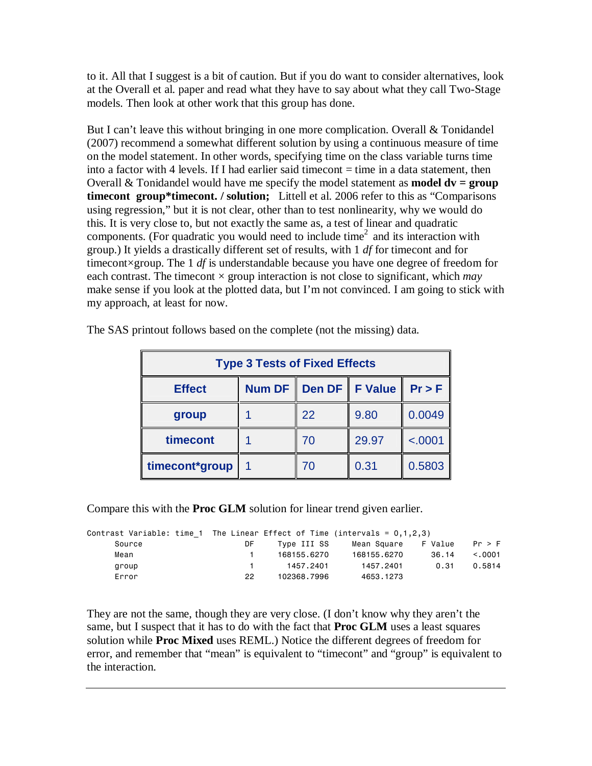to it. All that I suggest is a bit of caution. But if you do want to consider alternatives, look at the Overall et al. paper and read what they have to say about what they call Two-Stage models. Then look at other work that this group has done.

But I can't leave this without bringing in one more complication. Overall & Tonidandel (2007) recommend a somewhat different solution by using a continuous measure of time on the model statement. In other words, specifying time on the class variable turns time into a factor with 4 levels. If I had earlier said timecont = time in a data statement, then Overall & Tonidandel would have me specify the model statement as **model dv = group timecont group*timecont. / solution;** Littell et al. 2006 refer to this as "Comparisons using regression," but it is not clear, other than to test nonlinearity, why we would do this. It is very close to, but not exactly the same as, a test of linear and quadratic components. (For quadratic you would need to include time$^2$ and its interaction with group.) It yields a drastically different set of results, with 1 *df* for timecont and for timecont×group. The 1 *df* is understandable because you have one degree of freedom for each contrast. The timecont × group interaction is not close to significant, which *may* make sense if you look at the plotted data, but I'm not convinced. I am going to stick with my approach, at least for now.

The SAS printout follows based on the complete (not the missing) data.

**Type 3 Tests of Fixed Effects**

| Effect | Num DF | Den DF | F Value | Pr > F |
|---|---|---|---|---|
| group | 1 | 22 | 9.80 | 0.0049 |
| timecont | 1 | 70 | 29.97 | <.0001 |
| timecont*group | 1 | 70 | 0.31 | 0.5803 |

Compare this with the **Proc GLM** solution for linear trend given earlier.

```
Contrast Variable: time_1  The Linear Effect of Time (intervals = 0,1,2,3)
      Source                    DF      Type III SS      Mean Square    F Value     Pr > F
      Mean                       1      168155.6270      168155.6270      36.14     <.0001
      group                      1        1457.2401        1457.2401       0.31     0.5814
      Error                     22      102368.7996        4653.1273
```

They are not the same, though they are very close. (I don't know why they aren't the same, but I suspect that it has to do with the fact that **Proc GLM** uses a least squares solution while **Proc Mixed** uses REML.) Notice the different degrees of freedom for error, and remember that "mean" is equivalent to "timecont" and "group" is equivalent to the interaction.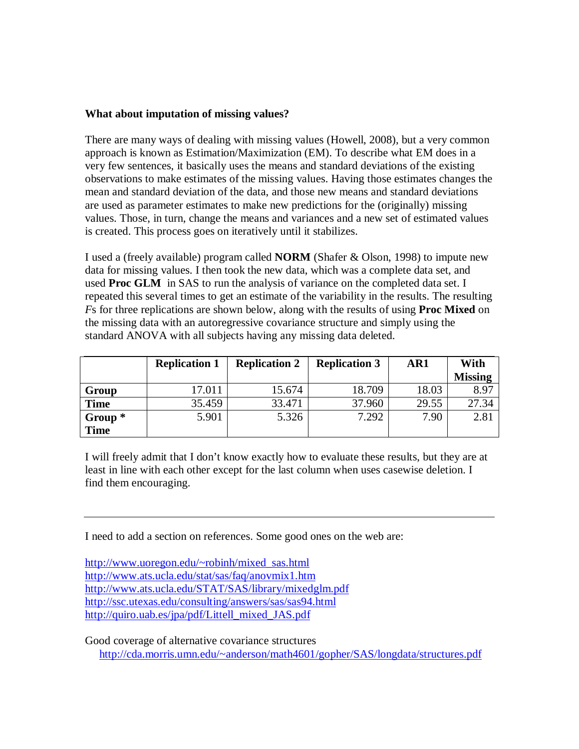**What about imputation of missing values?**

There are many ways of dealing with missing values (Howell, 2008), but a very common approach is known as Estimation/Maximization (EM). To describe what EM does in a very few sentences, it basically uses the means and standard deviations of the existing observations to make estimates of the missing values. Having those estimates changes the mean and standard deviation of the data, and those new means and standard deviations are used as parameter estimates to make new predictions for the (originally) missing values. Those, in turn, change the means and variances and a new set of estimated values is created. This process goes on iteratively until it stabilizes.

I used a (freely available) program called **NORM** (Shafer & Olson, 1998) to impute new data for missing values. I then took the new data, which was a complete data set, and used **Proc GLM** in SAS to run the analysis of variance on the completed data set. I repeated this several times to get an estimate of the variability in the results. The resulting *F*s for three replications are shown below, along with the results of using **Proc Mixed** on the missing data with an autoregressive covariance structure and simply using the standard ANOVA with all subjects having any missing data deleted.

| | **Replication 1** | **Replication 2** | **Replication 3** | **AR1** | **With Missing** |
|---|---|---|---|---|---|
| **Group** | 17.011 | 15.674 | 18.709 | 18.03 | 8.97 |
| **Time** | 35.459 | 33.471 | 37.960 | 29.55 | 27.34 |
| **Group * Time** | 5.901 | 5.326 | 7.292 | 7.90 | 2.81 |

I will freely admit that I don't know exactly how to evaluate these results, but they are at least in line with each other except for the last column when uses casewise deletion. I find them encouraging.

---

I need to add a section on references. Some good ones on the web are:

http://www.uoregon.edu/~robinh/mixed_sas.html
http://www.ats.ucla.edu/stat/sas/faq/anovmix1.htm
http://www.ats.ucla.edu/STAT/SAS/library/mixedglm.pdf
http://ssc.utexas.edu/consulting/answers/sas/sas94.html
http://quiro.uab.es/jpa/pdf/Littell_mixed_JAS.pdf

Good coverage of alternative covariance structures
http://cda.morris.umn.edu/~anderson/math4601/gopher/SAS/longdata/structures.pdf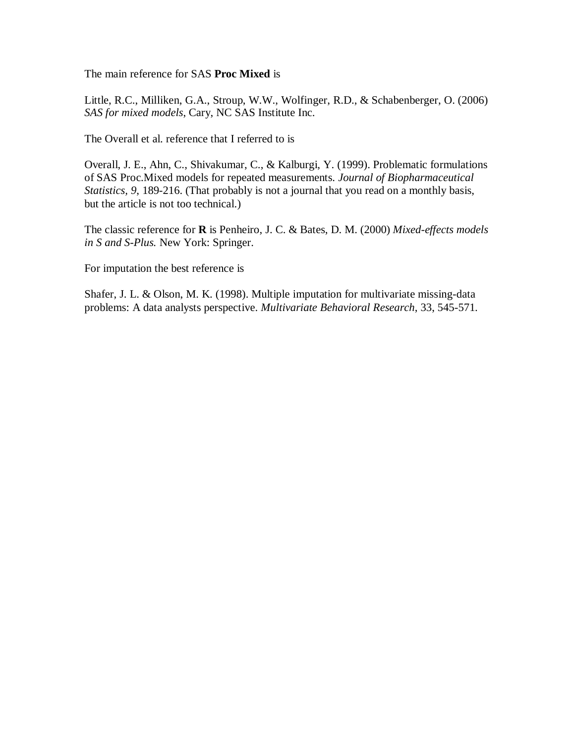The main reference for SAS **Proc Mixed** is

Little, R.C., Milliken, G.A., Stroup, W.W., Wolfinger, R.D., & Schabenberger, O. (2006) *SAS for mixed models*, Cary, NC SAS Institute Inc.

The Overall et al. reference that I referred to is

Overall, J. E., Ahn, C., Shivakumar, C., & Kalburgi, Y. (1999). Problematic formulations of SAS Proc.Mixed models for repeated measurements. *Journal of Biopharmaceutical Statistics, 9*, 189-216. (That probably is not a journal that you read on a monthly basis, but the article is not too technical.)

The classic reference for **R** is Penheiro, J. C. & Bates, D. M. (2000) *Mixed-effects models in S and S-Plus.* New York: Springer.

For imputation the best reference is

Shafer, J. L. & Olson, M. K. (1998). Multiple imputation for multivariate missing-data problems: A data analysts perspective. *Multivariate Behavioral Research*, 33, 545-571.